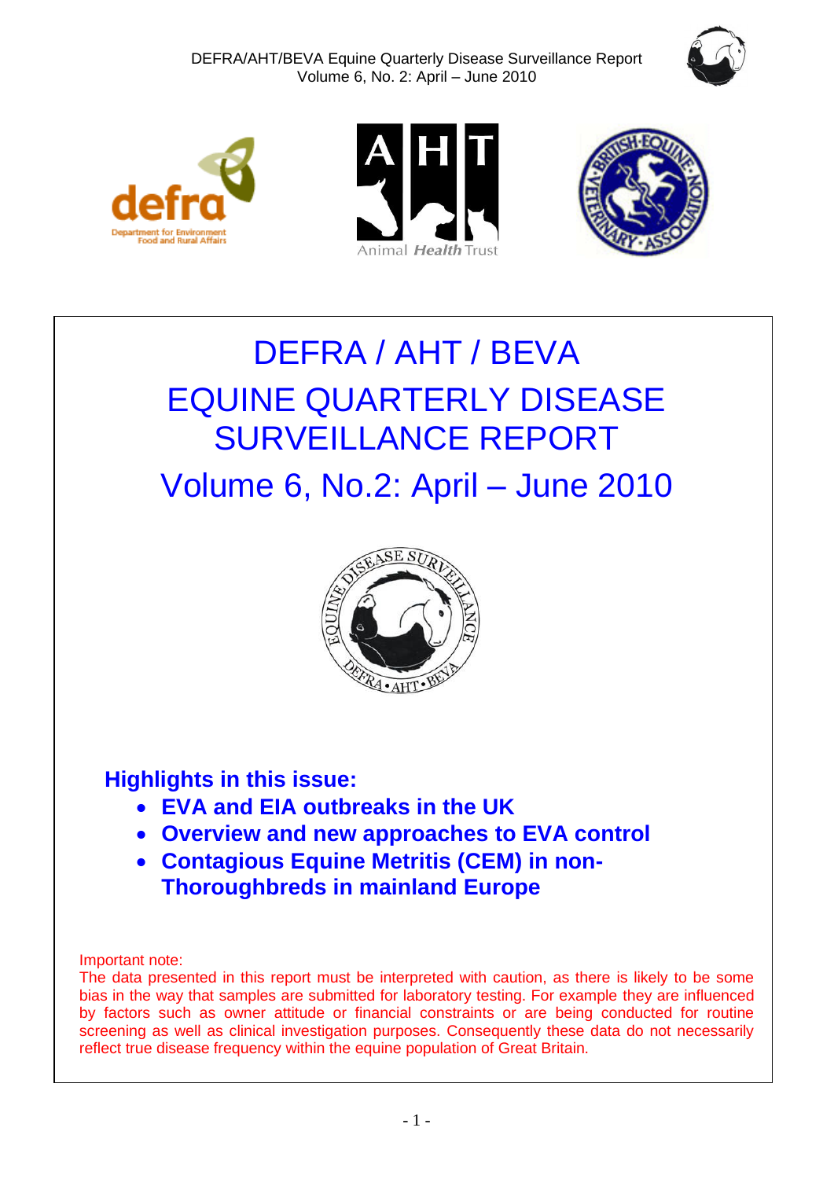# DEFRA / AHT / BEVA

# EQUINE QUARTERLY DISEASE SURVEILLANCE REPORT

# Volume 6, No.2: April – June 2010

## Highlights in this issue:

- **EVA and EIA outbreaks in the UK**
- **Overview and new approaches to EVA control**
- **Contagious Equine Metritis (CEM) in non-Thoroughbreds in mainland Europe**

Important note:
The data presented in this report must be interpreted with caution, as there is likely to be some bias in the way that samples are submitted for laboratory testing. For example they are influenced by factors such as owner attitude or financial constraints or are being conducted for routine screening as well as clinical investigation purposes. Consequently these data do not necessarily reflect true disease frequency within the equine population of Great Britain.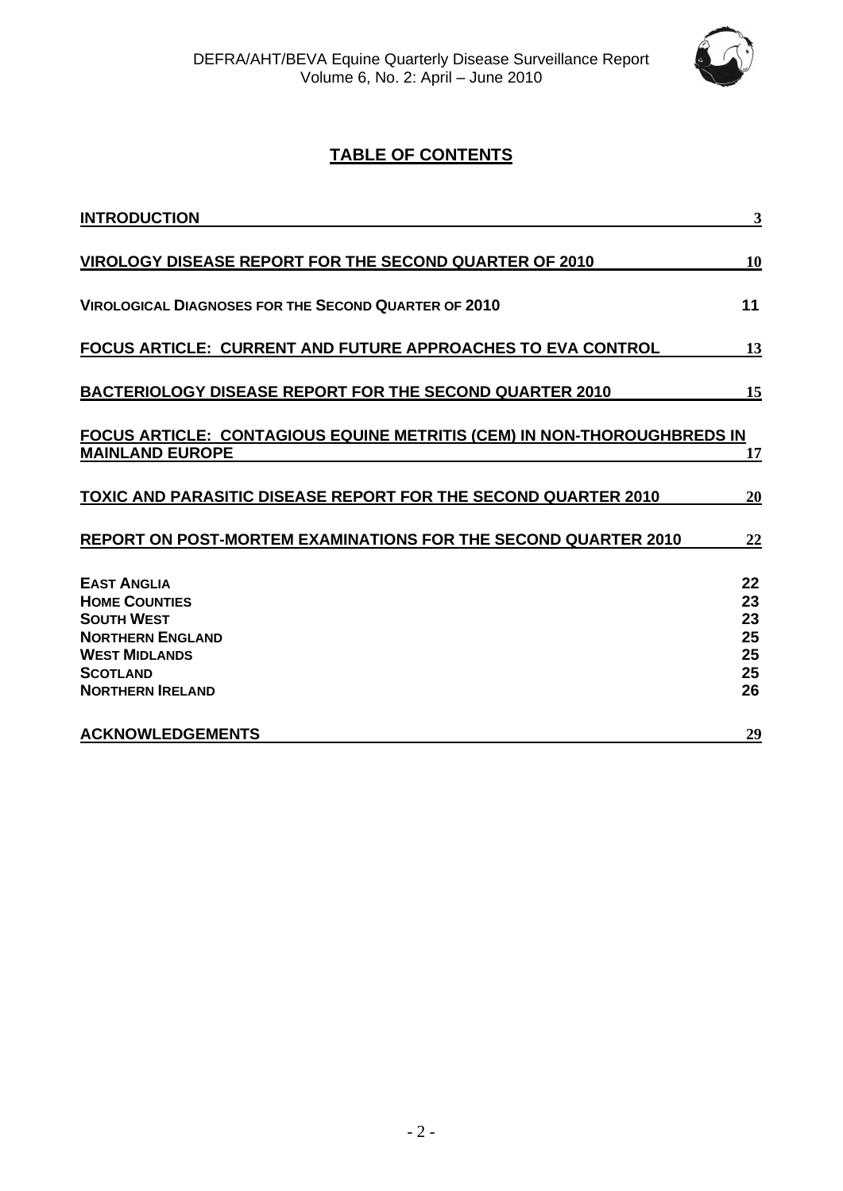# TABLE OF CONTENTS

| | |
|---|---|
| **INTRODUCTION** | 3 |
| **VIROLOGY DISEASE REPORT FOR THE SECOND QUARTER OF 2010** | 10 |
| **VIROLOGICAL DIAGNOSES FOR THE SECOND QUARTER OF 2010** | 11 |
| **FOCUS ARTICLE: CURRENT AND FUTURE APPROACHES TO EVA CONTROL** | 13 |
| **BACTERIOLOGY DISEASE REPORT FOR THE SECOND QUARTER 2010** | 15 |
| **FOCUS ARTICLE: CONTAGIOUS EQUINE METRITIS (CEM) IN NON-THOROUGHBREDS IN MAINLAND EUROPE** | 17 |
| **TOXIC AND PARASITIC DISEASE REPORT FOR THE SECOND QUARTER 2010** | 20 |
| **REPORT ON POST-MORTEM EXAMINATIONS FOR THE SECOND QUARTER 2010** | 22 |
| **EAST ANGLIA** | 22 |
| **HOME COUNTIES** | 23 |
| **SOUTH WEST** | 23 |
| **NORTHERN ENGLAND** | 25 |
| **WEST MIDLANDS** | 25 |
| **SCOTLAND** | 25 |
| **NORTHERN IRELAND** | 26 |
| **ACKNOWLEDGEMENTS** | 29 |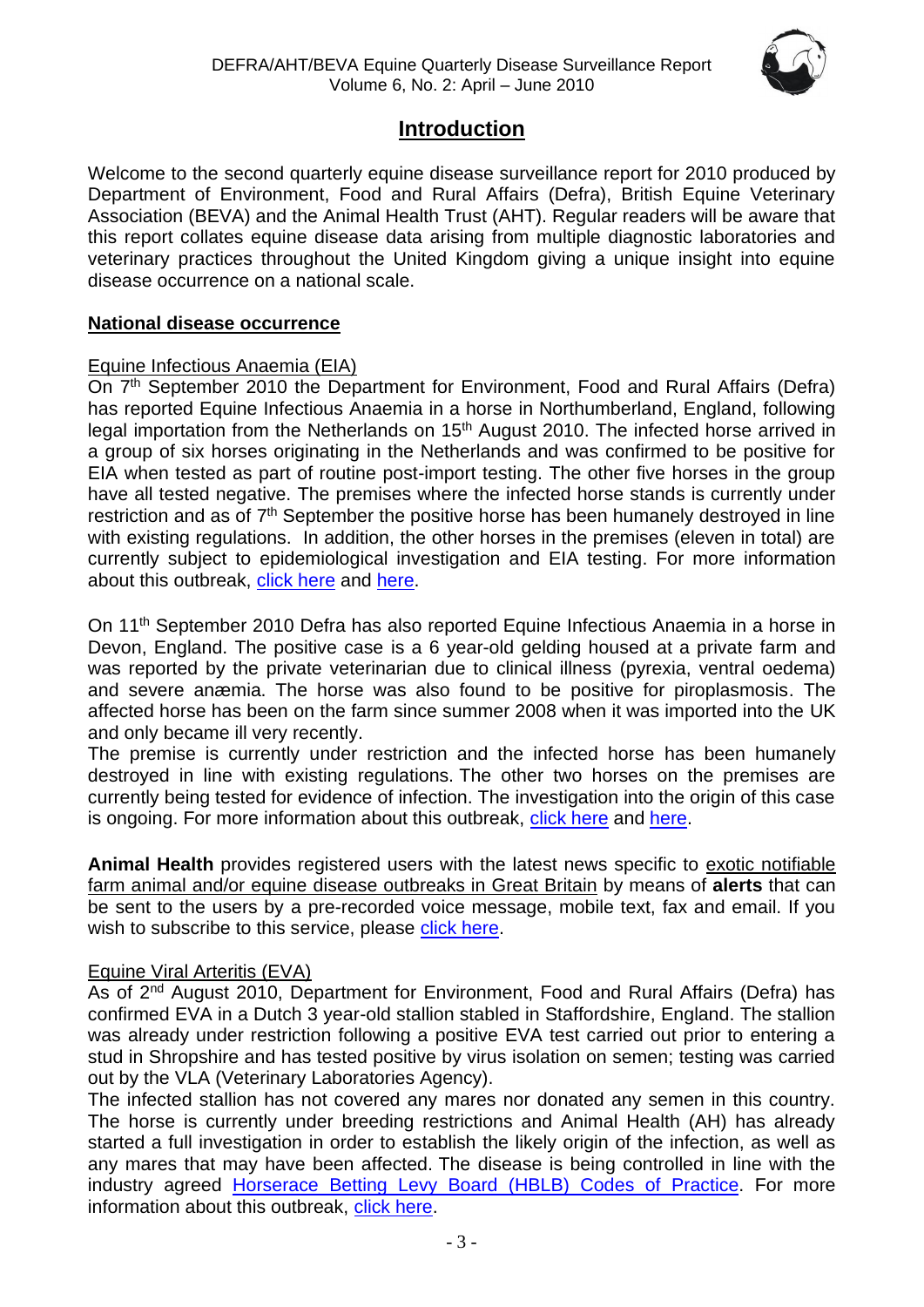# Introduction

Welcome to the second quarterly equine disease surveillance report for 2010 produced by Department of Environment, Food and Rural Affairs (Defra), British Equine Veterinary Association (BEVA) and the Animal Health Trust (AHT). Regular readers will be aware that this report collates equine disease data arising from multiple diagnostic laboratories and veterinary practices throughout the United Kingdom giving a unique insight into equine disease occurrence on a national scale.

## National disease occurrence

### Equine Infectious Anaemia (EIA)

On 7th September 2010 the Department for Environment, Food and Rural Affairs (Defra) has reported Equine Infectious Anaemia in a horse in Northumberland, England, following legal importation from the Netherlands on 15th August 2010. The infected horse arrived in a group of six horses originating in the Netherlands and was confirmed to be positive for EIA when tested as part of routine post-import testing. The other five horses in the group have all tested negative. The premises where the infected horse stands is currently under restriction and as of 7th September the positive horse has been humanely destroyed in line with existing regulations. In addition, the other horses in the premises (eleven in total) are currently subject to epidemiological investigation and EIA testing. For more information about this outbreak, click here and here.

On 11th September 2010 Defra has also reported Equine Infectious Anaemia in a horse in Devon, England. The positive case is a 6 year-old gelding housed at a private farm and was reported by the private veterinarian due to clinical illness (pyrexia, ventral oedema) and severe anæmia. The horse was also found to be positive for piroplasmosis. The affected horse has been on the farm since summer 2008 when it was imported into the UK and only became ill very recently.

The premise is currently under restriction and the infected horse has been humanely destroyed in line with existing regulations. The other two horses on the premises are currently being tested for evidence of infection. The investigation into the origin of this case is ongoing. For more information about this outbreak, click here and here.

**Animal Health** provides registered users with the latest news specific to exotic notifiable farm animal and/or equine disease outbreaks in Great Britain by means of **alerts** that can be sent to the users by a pre-recorded voice message, mobile text, fax and email. If you wish to subscribe to this service, please click here.

### Equine Viral Arteritis (EVA)

As of 2nd August 2010, Department for Environment, Food and Rural Affairs (Defra) has confirmed EVA in a Dutch 3 year-old stallion stabled in Staffordshire, England. The stallion was already under restriction following a positive EVA test carried out prior to entering a stud in Shropshire and has tested positive by virus isolation on semen; testing was carried out by the VLA (Veterinary Laboratories Agency).

The infected stallion has not covered any mares nor donated any semen in this country. The horse is currently under breeding restrictions and Animal Health (AH) has already started a full investigation in order to establish the likely origin of the infection, as well as any mares that may have been affected. The disease is being controlled in line with the industry agreed Horserace Betting Levy Board (HBLB) Codes of Practice. For more information about this outbreak, click here.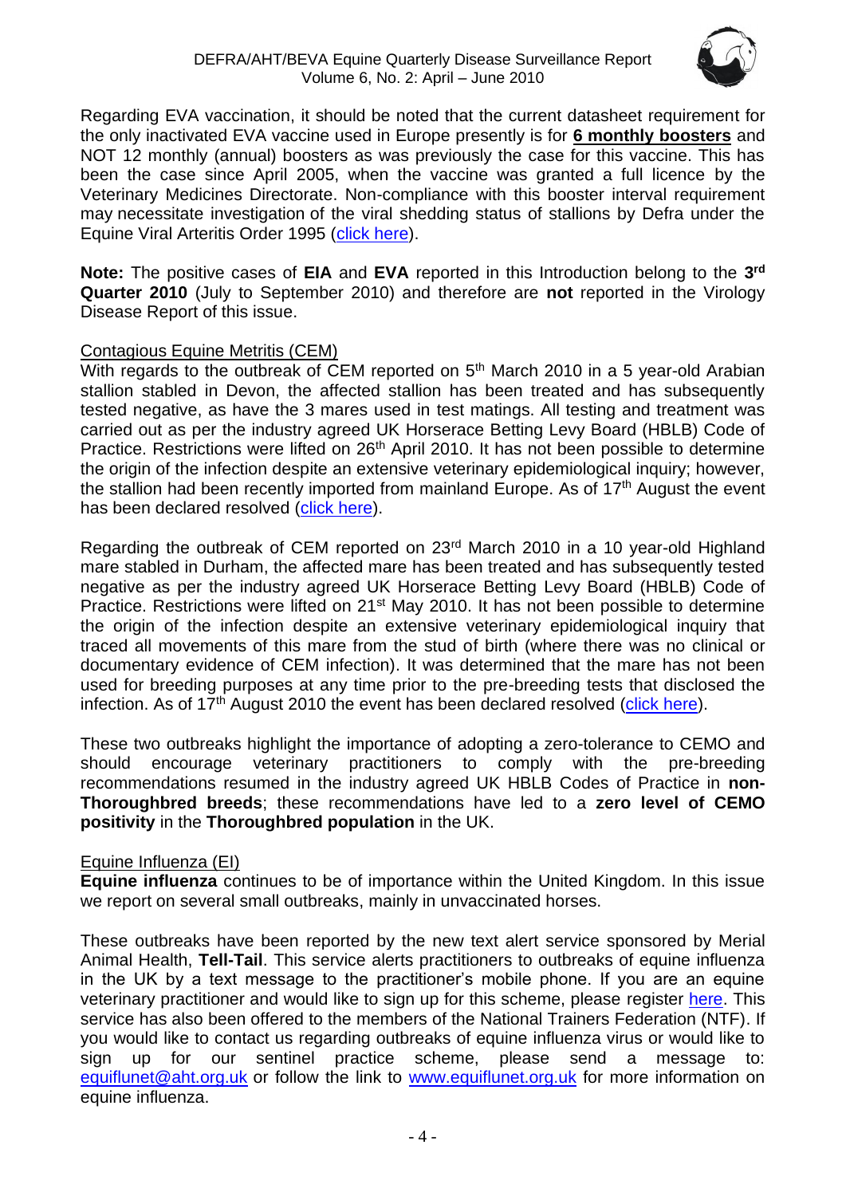Regarding EVA vaccination, it should be noted that the current datasheet requirement for the only inactivated EVA vaccine used in Europe presently is for **6 monthly boosters** and NOT 12 monthly (annual) boosters as was previously the case for this vaccine. This has been the case since April 2005, when the vaccine was granted a full licence by the Veterinary Medicines Directorate. Non-compliance with this booster interval requirement may necessitate investigation of the viral shedding status of stallions by Defra under the Equine Viral Arteritis Order 1995 (click here).

**Note:** The positive cases of **EIA** and **EVA** reported in this Introduction belong to the **3rd Quarter 2010** (July to September 2010) and therefore are **not** reported in the Virology Disease Report of this issue.

## Contagious Equine Metritis (CEM)

With regards to the outbreak of CEM reported on 5th March 2010 in a 5 year-old Arabian stallion stabled in Devon, the affected stallion has been treated and has subsequently tested negative, as have the 3 mares used in test matings. All testing and treatment was carried out as per the industry agreed UK Horserace Betting Levy Board (HBLB) Code of Practice. Restrictions were lifted on 26th April 2010. It has not been possible to determine the origin of the infection despite an extensive veterinary epidemiological inquiry; however, the stallion had been recently imported from mainland Europe. As of 17th August the event has been declared resolved (click here).

Regarding the outbreak of CEM reported on 23rd March 2010 in a 10 year-old Highland mare stabled in Durham, the affected mare has been treated and has subsequently tested negative as per the industry agreed UK Horserace Betting Levy Board (HBLB) Code of Practice. Restrictions were lifted on 21st May 2010. It has not been possible to determine the origin of the infection despite an extensive veterinary epidemiological inquiry that traced all movements of this mare from the stud of birth (where there was no clinical or documentary evidence of CEM infection). It was determined that the mare has not been used for breeding purposes at any time prior to the pre-breeding tests that disclosed the infection. As of 17th August 2010 the event has been declared resolved (click here).

These two outbreaks highlight the importance of adopting a zero-tolerance to CEMO and should encourage veterinary practitioners to comply with the pre-breeding recommendations resumed in the industry agreed UK HBLB Codes of Practice in **non-Thoroughbred breeds**; these recommendations have led to a **zero level of CEMO positivity** in the **Thoroughbred population** in the UK.

## Equine Influenza (EI)

**Equine influenza** continues to be of importance within the United Kingdom. In this issue we report on several small outbreaks, mainly in unvaccinated horses.

These outbreaks have been reported by the new text alert service sponsored by Merial Animal Health, **Tell-Tail**. This service alerts practitioners to outbreaks of equine influenza in the UK by a text message to the practitioner's mobile phone. If you are an equine veterinary practitioner and would like to sign up for this scheme, please register here. This service has also been offered to the members of the National Trainers Federation (NTF). If you would like to contact us regarding outbreaks of equine influenza virus or would like to sign up for our sentinel practice scheme, please send a message to: equiflunet@aht.org.uk or follow the link to www.equiflunet.org.uk for more information on equine influenza.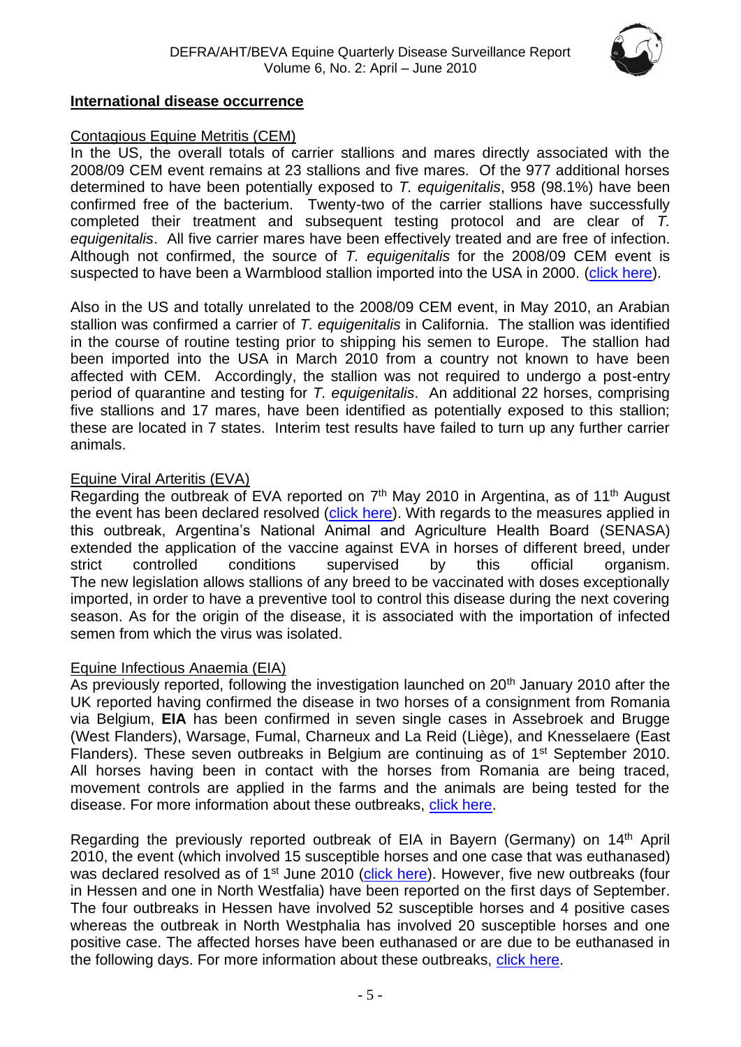## International disease occurrence

### Contagious Equine Metritis (CEM)

In the US, the overall totals of carrier stallions and mares directly associated with the 2008/09 CEM event remains at 23 stallions and five mares. Of the 977 additional horses determined to have been potentially exposed to *T. equigenitalis*, 958 (98.1%) have been confirmed free of the bacterium. Twenty-two of the carrier stallions have successfully completed their treatment and subsequent testing protocol and are clear of *T. equigenitalis*. All five carrier mares have been effectively treated and are free of infection. Although not confirmed, the source of *T. equigenitalis* for the 2008/09 CEM event is suspected to have been a Warmblood stallion imported into the USA in 2000. (click here).

Also in the US and totally unrelated to the 2008/09 CEM event, in May 2010, an Arabian stallion was confirmed a carrier of *T. equigenitalis* in California. The stallion was identified in the course of routine testing prior to shipping his semen to Europe. The stallion had been imported into the USA in March 2010 from a country not known to have been affected with CEM. Accordingly, the stallion was not required to undergo a post-entry period of quarantine and testing for *T. equigenitalis*. An additional 22 horses, comprising five stallions and 17 mares, have been identified as potentially exposed to this stallion; these are located in 7 states. Interim test results have failed to turn up any further carrier animals.

### Equine Viral Arteritis (EVA)

Regarding the outbreak of EVA reported on 7th May 2010 in Argentina, as of 11th August the event has been declared resolved (click here). With regards to the measures applied in this outbreak, Argentina's National Animal and Agriculture Health Board (SENASA) extended the application of the vaccine against EVA in horses of different breed, under strict controlled conditions supervised by this official organism. The new legislation allows stallions of any breed to be vaccinated with doses exceptionally imported, in order to have a preventive tool to control this disease during the next covering season. As for the origin of the disease, it is associated with the importation of infected semen from which the virus was isolated.

### Equine Infectious Anaemia (EIA)

As previously reported, following the investigation launched on 20th January 2010 after the UK reported having confirmed the disease in two horses of a consignment from Romania via Belgium, **EIA** has been confirmed in seven single cases in Assebroek and Brugge (West Flanders), Warsage, Fumal, Charneux and La Reid (Liège), and Knesselaere (East Flanders). These seven outbreaks in Belgium are continuing as of 1st September 2010. All horses having been in contact with the horses from Romania are being traced, movement controls are applied in the farms and the animals are being tested for the disease. For more information about these outbreaks, click here.

Regarding the previously reported outbreak of EIA in Bayern (Germany) on 14th April 2010, the event (which involved 15 susceptible horses and one case that was euthanased) was declared resolved as of 1st June 2010 (click here). However, five new outbreaks (four in Hessen and one in North Westfalia) have been reported on the first days of September. The four outbreaks in Hessen have involved 52 susceptible horses and 4 positive cases whereas the outbreak in North Westphalia has involved 20 susceptible horses and one positive case. The affected horses have been euthanased or are due to be euthanased in the following days. For more information about these outbreaks, click here.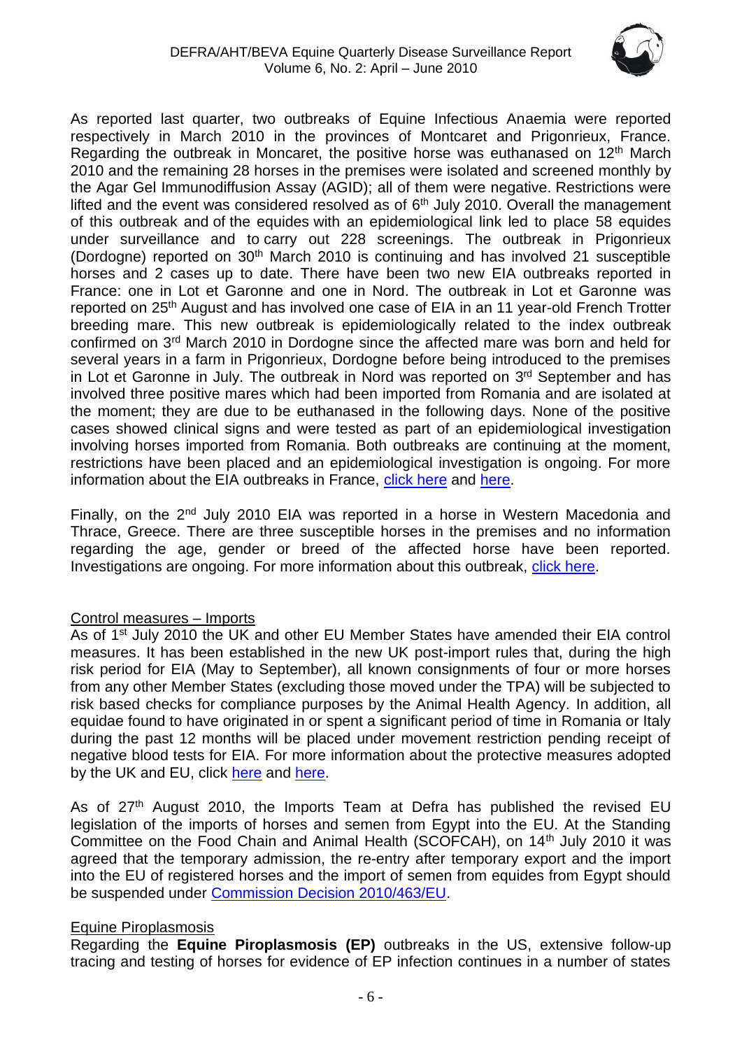As reported last quarter, two outbreaks of Equine Infectious Anaemia were reported respectively in March 2010 in the provinces of Montcaret and Prigonrieux, France. Regarding the outbreak in Moncaret, the positive horse was euthanased on 12th March 2010 and the remaining 28 horses in the premises were isolated and screened monthly by the Agar Gel Immunodiffusion Assay (AGID); all of them were negative. Restrictions were lifted and the event was considered resolved as of 6th July 2010. Overall the management of this outbreak and of the equides with an epidemiological link led to place 58 equides under surveillance and to carry out 228 screenings. The outbreak in Prigonrieux (Dordogne) reported on 30th March 2010 is continuing and has involved 21 susceptible horses and 2 cases up to date. There have been two new EIA outbreaks reported in France: one in Lot et Garonne and one in Nord. The outbreak in Lot et Garonne was reported on 25th August and has involved one case of EIA in an 11 year-old French Trotter breeding mare. This new outbreak is epidemiologically related to the index outbreak confirmed on 3rd March 2010 in Dordogne since the affected mare was born and held for several years in a farm in Prigonrieux, Dordogne before being introduced to the premises in Lot et Garonne in July. The outbreak in Nord was reported on 3rd September and has involved three positive mares which had been imported from Romania and are isolated at the moment; they are due to be euthanased in the following days. None of the positive cases showed clinical signs and were tested as part of an epidemiological investigation involving horses imported from Romania. Both outbreaks are continuing at the moment, restrictions have been placed and an epidemiological investigation is ongoing. For more information about the EIA outbreaks in France, click here and here.

Finally, on the 2nd July 2010 EIA was reported in a horse in Western Macedonia and Thrace, Greece. There are three susceptible horses in the premises and no information regarding the age, gender or breed of the affected horse have been reported. Investigations are ongoing. For more information about this outbreak, click here.

Control measures – Imports

As of 1st July 2010 the UK and other EU Member States have amended their EIA control measures. It has been established in the new UK post-import rules that, during the high risk period for EIA (May to September), all known consignments of four or more horses from any other Member States (excluding those moved under the TPA) will be subjected to risk based checks for compliance purposes by the Animal Health Agency. In addition, all equidae found to have originated in or spent a significant period of time in Romania or Italy during the past 12 months will be placed under movement restriction pending receipt of negative blood tests for EIA. For more information about the protective measures adopted by the UK and EU, click here and here.

As of 27th August 2010, the Imports Team at Defra has published the revised EU legislation of the imports of horses and semen from Egypt into the EU. At the Standing Committee on the Food Chain and Animal Health (SCOFCAH), on 14th July 2010 it was agreed that the temporary admission, the re-entry after temporary export and the import into the EU of registered horses and the import of semen from equides from Egypt should be suspended under Commission Decision 2010/463/EU.

Equine Piroplasmosis

Regarding the **Equine Piroplasmosis (EP)** outbreaks in the US, extensive follow-up tracing and testing of horses for evidence of EP infection continues in a number of states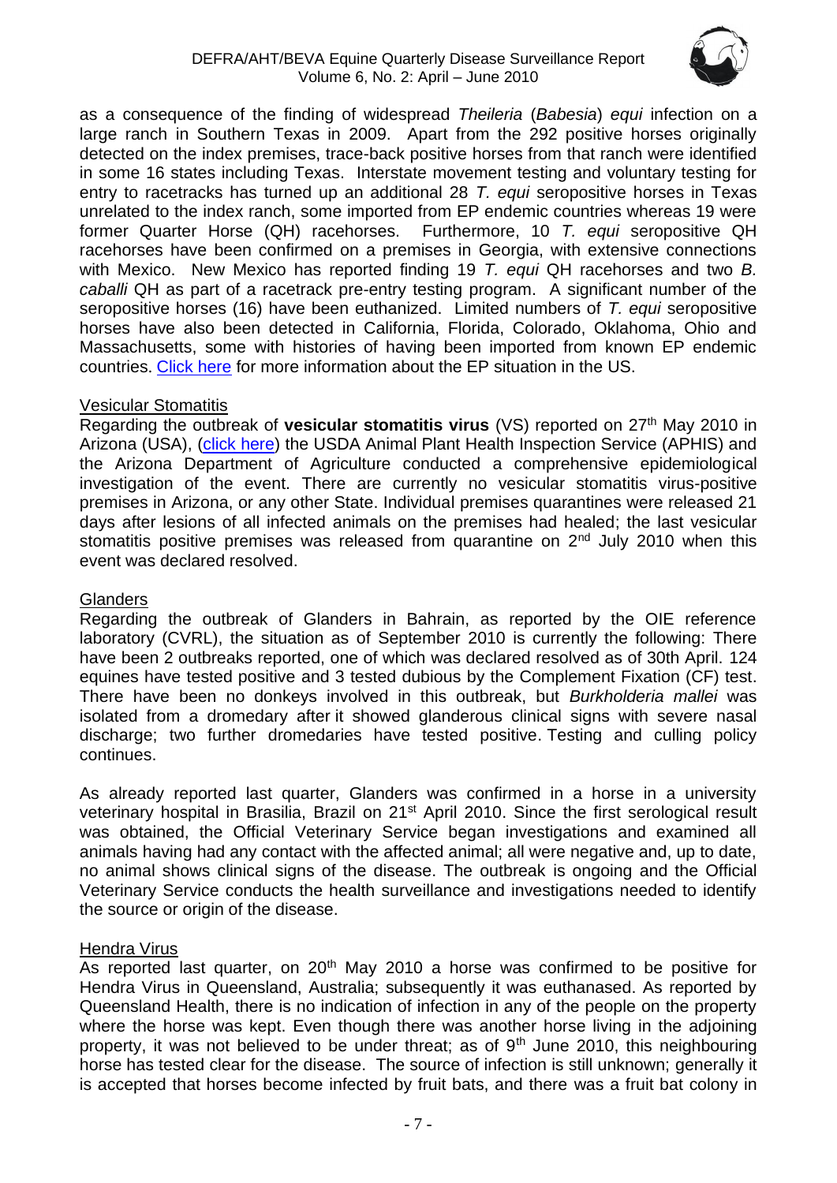as a consequence of the finding of widespread *Theileria* (*Babesia*) *equi* infection on a large ranch in Southern Texas in 2009. Apart from the 292 positive horses originally detected on the index premises, trace-back positive horses from that ranch were identified in some 16 states including Texas. Interstate movement testing and voluntary testing for entry to racetracks has turned up an additional 28 *T. equi* seropositive horses in Texas unrelated to the index ranch, some imported from EP endemic countries whereas 19 were former Quarter Horse (QH) racehorses. Furthermore, 10 *T. equi* seropositive QH racehorses have been confirmed on a premises in Georgia, with extensive connections with Mexico. New Mexico has reported finding 19 *T. equi* QH racehorses and two *B. caballi* QH as part of a racetrack pre-entry testing program. A significant number of the seropositive horses (16) have been euthanized. Limited numbers of *T. equi* seropositive horses have also been detected in California, Florida, Colorado, Oklahoma, Ohio and Massachusetts, some with histories of having been imported from known EP endemic countries. Click here for more information about the EP situation in the US.

## Vesicular Stomatitis

Regarding the outbreak of **vesicular stomatitis virus** (VS) reported on 27th May 2010 in Arizona (USA), (click here) the USDA Animal Plant Health Inspection Service (APHIS) and the Arizona Department of Agriculture conducted a comprehensive epidemiological investigation of the event. There are currently no vesicular stomatitis virus-positive premises in Arizona, or any other State. Individual premises quarantines were released 21 days after lesions of all infected animals on the premises had healed; the last vesicular stomatitis positive premises was released from quarantine on 2nd July 2010 when this event was declared resolved.

## Glanders

Regarding the outbreak of Glanders in Bahrain, as reported by the OIE reference laboratory (CVRL), the situation as of September 2010 is currently the following: There have been 2 outbreaks reported, one of which was declared resolved as of 30th April. 124 equines have tested positive and 3 tested dubious by the Complement Fixation (CF) test. There have been no donkeys involved in this outbreak, but *Burkholderia mallei* was isolated from a dromedary after it showed glanderous clinical signs with severe nasal discharge; two further dromedaries have tested positive. Testing and culling policy continues.

As already reported last quarter, Glanders was confirmed in a horse in a university veterinary hospital in Brasilia, Brazil on 21st April 2010. Since the first serological result was obtained, the Official Veterinary Service began investigations and examined all animals having had any contact with the affected animal; all were negative and, up to date, no animal shows clinical signs of the disease. The outbreak is ongoing and the Official Veterinary Service conducts the health surveillance and investigations needed to identify the source or origin of the disease.

## Hendra Virus

As reported last quarter, on 20th May 2010 a horse was confirmed to be positive for Hendra Virus in Queensland, Australia; subsequently it was euthanased. As reported by Queensland Health, there is no indication of infection in any of the people on the property where the horse was kept. Even though there was another horse living in the adjoining property, it was not believed to be under threat; as of 9th June 2010, this neighbouring horse has tested clear for the disease. The source of infection is still unknown; generally it is accepted that horses become infected by fruit bats, and there was a fruit bat colony in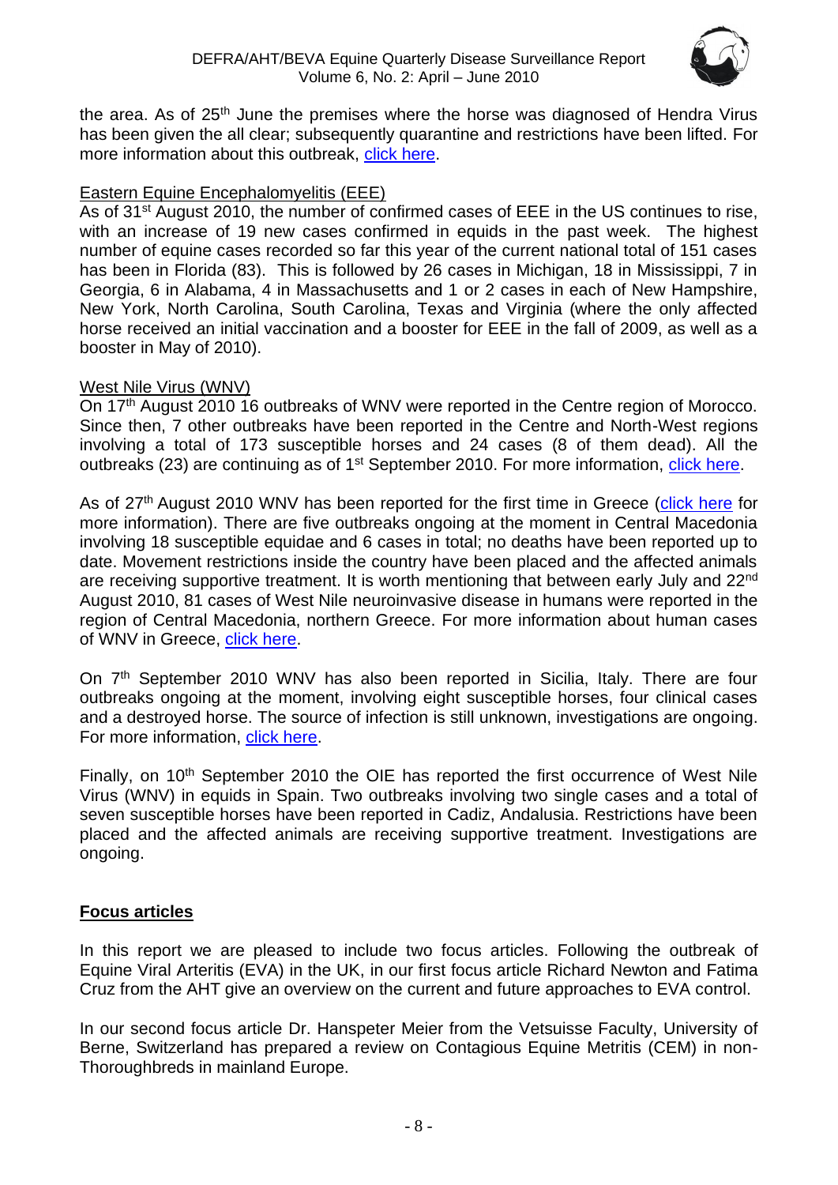the area. As of 25th June the premises where the horse was diagnosed of Hendra Virus has been given the all clear; subsequently quarantine and restrictions have been lifted. For more information about this outbreak, click here.

Eastern Equine Encephalomyelitis (EEE)

As of 31st August 2010, the number of confirmed cases of EEE in the US continues to rise, with an increase of 19 new cases confirmed in equids in the past week. The highest number of equine cases recorded so far this year of the current national total of 151 cases has been in Florida (83). This is followed by 26 cases in Michigan, 18 in Mississippi, 7 in Georgia, 6 in Alabama, 4 in Massachusetts and 1 or 2 cases in each of New Hampshire, New York, North Carolina, South Carolina, Texas and Virginia (where the only affected horse received an initial vaccination and a booster for EEE in the fall of 2009, as well as a booster in May of 2010).

West Nile Virus (WNV)

On 17th August 2010 16 outbreaks of WNV were reported in the Centre region of Morocco. Since then, 7 other outbreaks have been reported in the Centre and North-West regions involving a total of 173 susceptible horses and 24 cases (8 of them dead). All the outbreaks (23) are continuing as of 1st September 2010. For more information, click here.

As of 27th August 2010 WNV has been reported for the first time in Greece (click here for more information). There are five outbreaks ongoing at the moment in Central Macedonia involving 18 susceptible equidae and 6 cases in total; no deaths have been reported up to date. Movement restrictions inside the country have been placed and the affected animals are receiving supportive treatment. It is worth mentioning that between early July and 22nd August 2010, 81 cases of West Nile neuroinvasive disease in humans were reported in the region of Central Macedonia, northern Greece. For more information about human cases of WNV in Greece, click here.

On 7th September 2010 WNV has also been reported in Sicilia, Italy. There are four outbreaks ongoing at the moment, involving eight susceptible horses, four clinical cases and a destroyed horse. The source of infection is still unknown, investigations are ongoing. For more information, click here.

Finally, on 10th September 2010 the OIE has reported the first occurrence of West Nile Virus (WNV) in equids in Spain. Two outbreaks involving two single cases and a total of seven susceptible horses have been reported in Cadiz, Andalusia. Restrictions have been placed and the affected animals are receiving supportive treatment. Investigations are ongoing.

## Focus articles

In this report we are pleased to include two focus articles. Following the outbreak of Equine Viral Arteritis (EVA) in the UK, in our first focus article Richard Newton and Fatima Cruz from the AHT give an overview on the current and future approaches to EVA control.

In our second focus article Dr. Hanspeter Meier from the Vetsuisse Faculty, University of Berne, Switzerland has prepared a review on Contagious Equine Metritis (CEM) in non-Thoroughbreds in mainland Europe.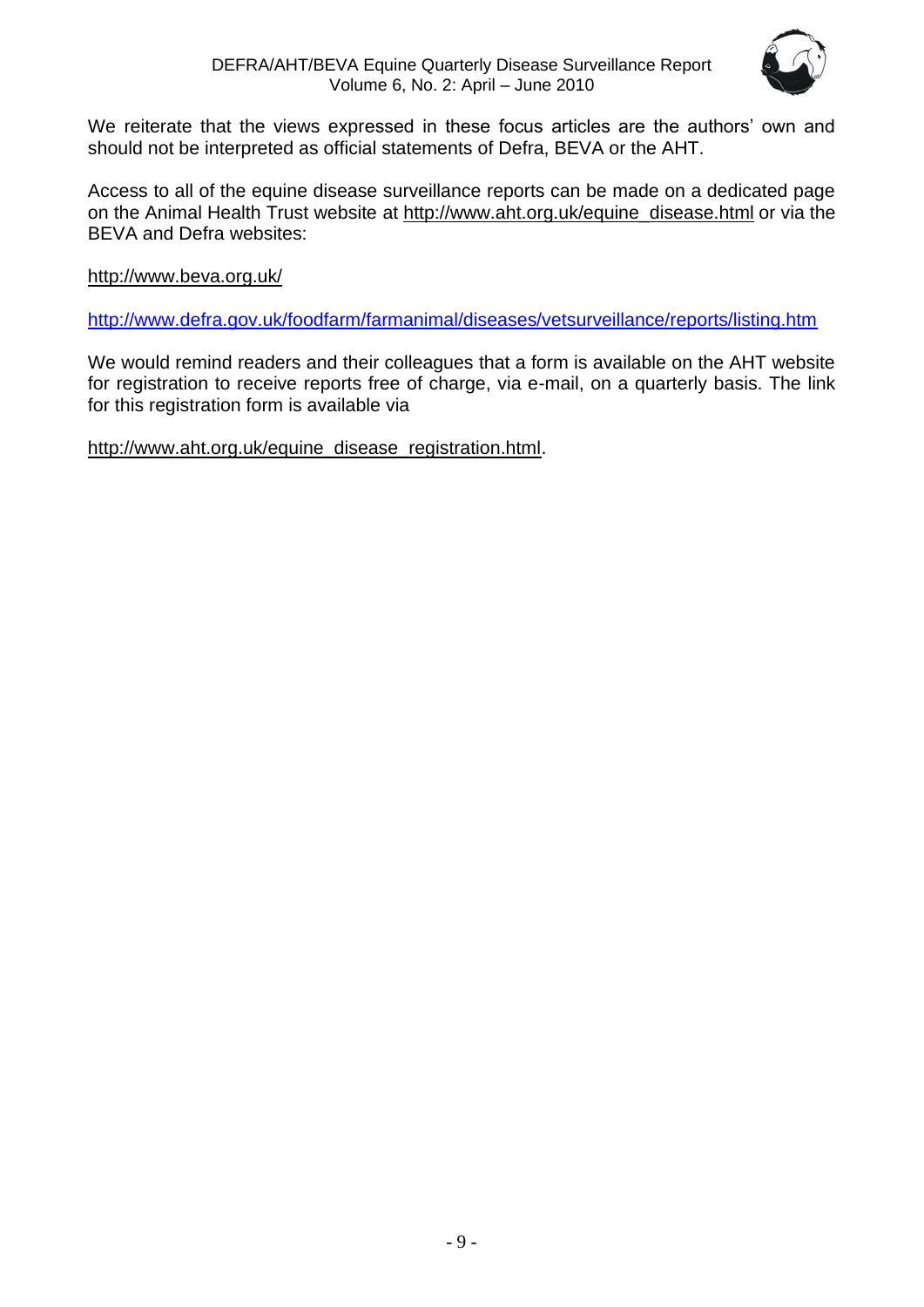We reiterate that the views expressed in these focus articles are the authors' own and should not be interpreted as official statements of Defra, BEVA or the AHT.

Access to all of the equine disease surveillance reports can be made on a dedicated page on the Animal Health Trust website at http://www.aht.org.uk/equine_disease.html or via the BEVA and Defra websites:

http://www.beva.org.uk/

http://www.defra.gov.uk/foodfarm/farmanimal/diseases/vetsurveillance/reports/listing.htm

We would remind readers and their colleagues that a form is available on the AHT website for registration to receive reports free of charge, via e-mail, on a quarterly basis. The link for this registration form is available via

http://www.aht.org.uk/equine_disease_registration.html.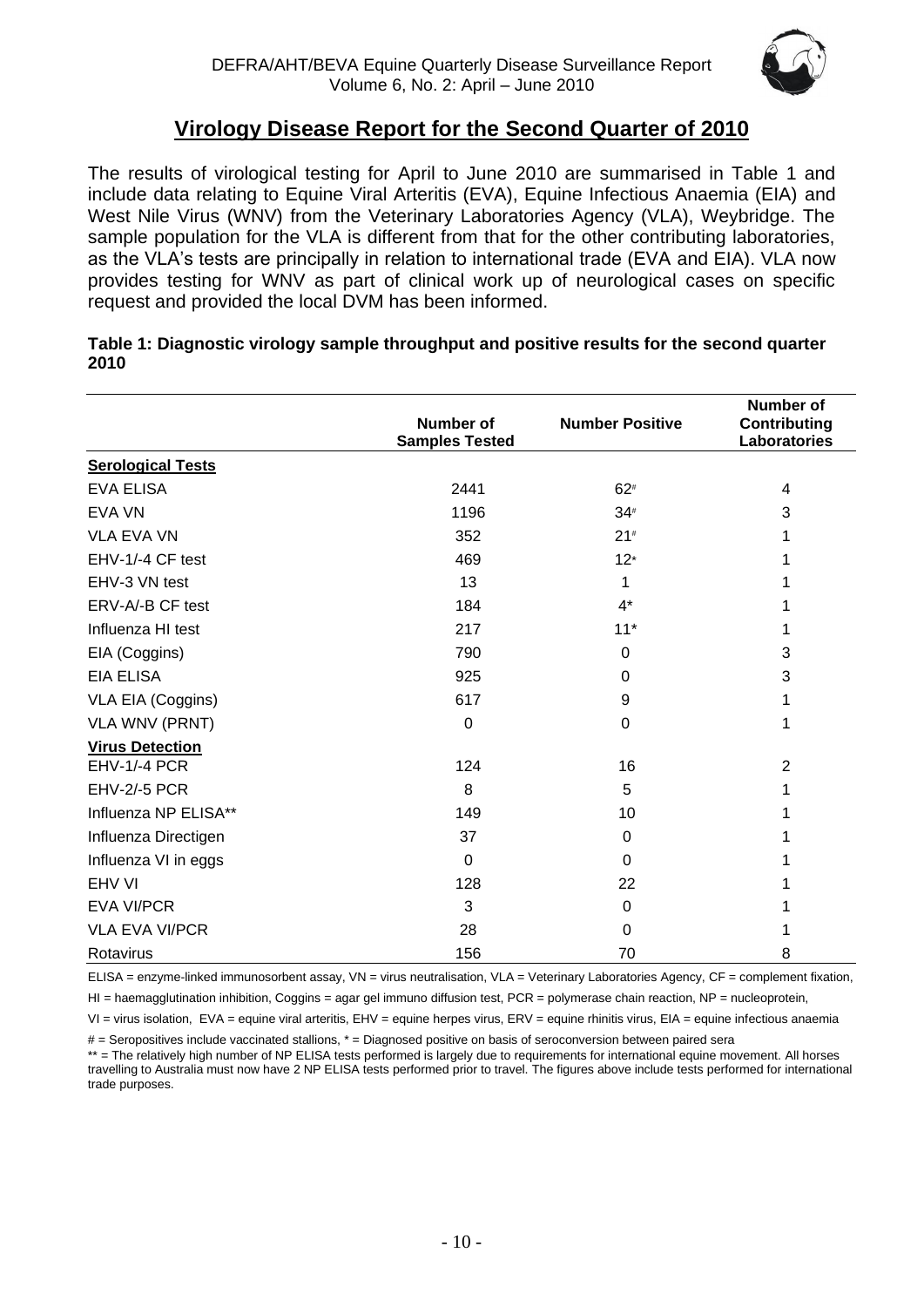## Virology Disease Report for the Second Quarter of 2010

The results of virological testing for April to June 2010 are summarised in Table 1 and include data relating to Equine Viral Arteritis (EVA), Equine Infectious Anaemia (EIA) and West Nile Virus (WNV) from the Veterinary Laboratories Agency (VLA), Weybridge. The sample population for the VLA is different from that for the other contributing laboratories, as the VLA's tests are principally in relation to international trade (EVA and EIA). VLA now provides testing for WNV as part of clinical work up of neurological cases on specific request and provided the local DVM has been informed.

**Table 1: Diagnostic virology sample throughput and positive results for the second quarter 2010**

| | Number of Samples Tested | Number Positive | Number of Contributing Laboratories |
|---|---|---|---|
| **Serological Tests** | | | |
| EVA ELISA | 2441 | 62# | 4 |
| EVA VN | 1196 | 34# | 3 |
| VLA EVA VN | 352 | 21# | 1 |
| EHV-1/-4 CF test | 469 | 12* | 1 |
| EHV-3 VN test | 13 | 1 | 1 |
| ERV-A/-B CF test | 184 | 4* | 1 |
| Influenza HI test | 217 | 11* | 1 |
| EIA (Coggins) | 790 | 0 | 3 |
| EIA ELISA | 925 | 0 | 3 |
| VLA EIA (Coggins) | 617 | 9 | 1 |
| VLA WNV (PRNT) | 0 | 0 | 1 |
| **Virus Detection** | | | |
| EHV-1/-4 PCR | 124 | 16 | 2 |
| EHV-2/-5 PCR | 8 | 5 | 1 |
| Influenza NP ELISA** | 149 | 10 | 1 |
| Influenza Directigen | 37 | 0 | 1 |
| Influenza VI in eggs | 0 | 0 | 1 |
| EHV VI | 128 | 22 | 1 |
| EVA VI/PCR | 3 | 0 | 1 |
| VLA EVA VI/PCR | 28 | 0 | 1 |
| Rotavirus | 156 | 70 | 8 |

ELISA = enzyme-linked immunosorbent assay, VN = virus neutralisation, VLA = Veterinary Laboratories Agency, CF = complement fixation, HI = haemagglutination inhibition, Coggins = agar gel immuno diffusion test, PCR = polymerase chain reaction, NP = nucleoprotein, VI = virus isolation, EVA = equine viral arteritis, EHV = equine herpes virus, ERV = equine rhinitis virus, EIA = equine infectious anaemia

# = Seropositives include vaccinated stallions, * = Diagnosed positive on basis of seroconversion between paired sera

** = The relatively high number of NP ELISA tests performed is largely due to requirements for international equine movement. All horses travelling to Australia must now have 2 NP ELISA tests performed prior to travel. The figures above include tests performed for international trade purposes.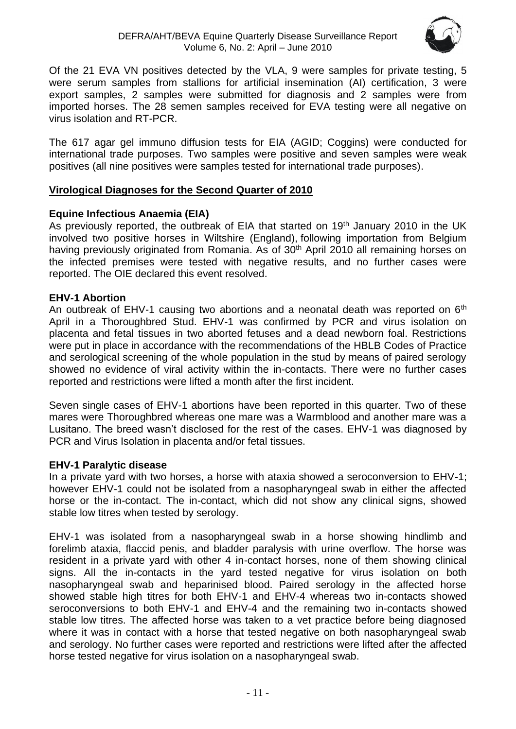Of the 21 EVA VN positives detected by the VLA, 9 were samples for private testing, 5 were serum samples from stallions for artificial insemination (AI) certification, 3 were export samples, 2 samples were submitted for diagnosis and 2 samples were from imported horses. The 28 semen samples received for EVA testing were all negative on virus isolation and RT-PCR.

The 617 agar gel immuno diffusion tests for EIA (AGID; Coggins) were conducted for international trade purposes. Two samples were positive and seven samples were weak positives (all nine positives were samples tested for international trade purposes).

## Virological Diagnoses for the Second Quarter of 2010

### Equine Infectious Anaemia (EIA)

As previously reported, the outbreak of EIA that started on 19th January 2010 in the UK involved two positive horses in Wiltshire (England), following importation from Belgium having previously originated from Romania. As of 30th April 2010 all remaining horses on the infected premises were tested with negative results, and no further cases were reported. The OIE declared this event resolved.

### EHV-1 Abortion

An outbreak of EHV-1 causing two abortions and a neonatal death was reported on 6th April in a Thoroughbred Stud. EHV-1 was confirmed by PCR and virus isolation on placenta and fetal tissues in two aborted fetuses and a dead newborn foal. Restrictions were put in place in accordance with the recommendations of the HBLB Codes of Practice and serological screening of the whole population in the stud by means of paired serology showed no evidence of viral activity within the in-contacts. There were no further cases reported and restrictions were lifted a month after the first incident.

Seven single cases of EHV-1 abortions have been reported in this quarter. Two of these mares were Thoroughbred whereas one mare was a Warmblood and another mare was a Lusitano. The breed wasn't disclosed for the rest of the cases. EHV-1 was diagnosed by PCR and Virus Isolation in placenta and/or fetal tissues.

### EHV-1 Paralytic disease

In a private yard with two horses, a horse with ataxia showed a seroconversion to EHV-1; however EHV-1 could not be isolated from a nasopharyngeal swab in either the affected horse or the in-contact. The in-contact, which did not show any clinical signs, showed stable low titres when tested by serology.

EHV-1 was isolated from a nasopharyngeal swab in a horse showing hindlimb and forelimb ataxia, flaccid penis, and bladder paralysis with urine overflow. The horse was resident in a private yard with other 4 in-contact horses, none of them showing clinical signs. All the in-contacts in the yard tested negative for virus isolation on both nasopharyngeal swab and heparinised blood. Paired serology in the affected horse showed stable high titres for both EHV-1 and EHV-4 whereas two in-contacts showed seroconversions to both EHV-1 and EHV-4 and the remaining two in-contacts showed stable low titres. The affected horse was taken to a vet practice before being diagnosed where it was in contact with a horse that tested negative on both nasopharyngeal swab and serology. No further cases were reported and restrictions were lifted after the affected horse tested negative for virus isolation on a nasopharyngeal swab.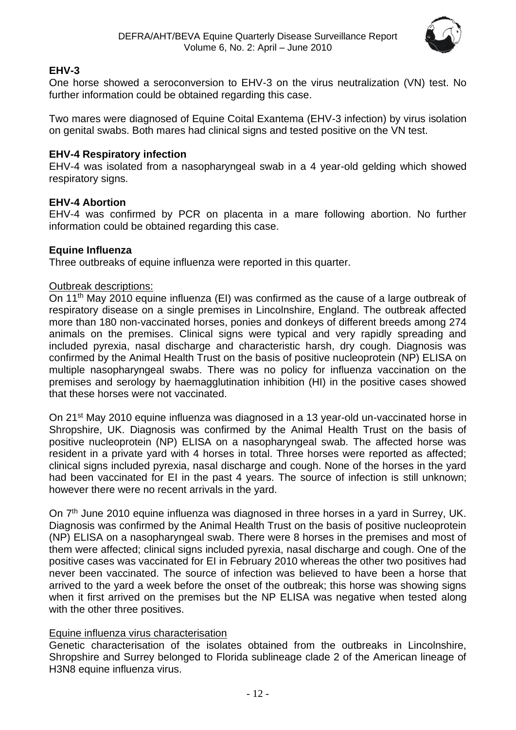### EHV-3

One horse showed a seroconversion to EHV-3 on the virus neutralization (VN) test. No further information could be obtained regarding this case.

Two mares were diagnosed of Equine Coital Exantema (EHV-3 infection) by virus isolation on genital swabs. Both mares had clinical signs and tested positive on the VN test.

### EHV-4 Respiratory infection

EHV-4 was isolated from a nasopharyngeal swab in a 4 year-old gelding which showed respiratory signs.

### EHV-4 Abortion

EHV-4 was confirmed by PCR on placenta in a mare following abortion. No further information could be obtained regarding this case.

### Equine Influenza

Three outbreaks of equine influenza were reported in this quarter.

Outbreak descriptions:

On 11th May 2010 equine influenza (EI) was confirmed as the cause of a large outbreak of respiratory disease on a single premises in Lincolnshire, England. The outbreak affected more than 180 non-vaccinated horses, ponies and donkeys of different breeds among 274 animals on the premises. Clinical signs were typical and very rapidly spreading and included pyrexia, nasal discharge and characteristic harsh, dry cough. Diagnosis was confirmed by the Animal Health Trust on the basis of positive nucleoprotein (NP) ELISA on multiple nasopharyngeal swabs. There was no policy for influenza vaccination on the premises and serology by haemagglutination inhibition (HI) in the positive cases showed that these horses were not vaccinated.

On 21st May 2010 equine influenza was diagnosed in a 13 year-old un-vaccinated horse in Shropshire, UK. Diagnosis was confirmed by the Animal Health Trust on the basis of positive nucleoprotein (NP) ELISA on a nasopharyngeal swab. The affected horse was resident in a private yard with 4 horses in total. Three horses were reported as affected; clinical signs included pyrexia, nasal discharge and cough. None of the horses in the yard had been vaccinated for EI in the past 4 years. The source of infection is still unknown; however there were no recent arrivals in the yard.

On 7th June 2010 equine influenza was diagnosed in three horses in a yard in Surrey, UK. Diagnosis was confirmed by the Animal Health Trust on the basis of positive nucleoprotein (NP) ELISA on a nasopharyngeal swab. There were 8 horses in the premises and most of them were affected; clinical signs included pyrexia, nasal discharge and cough. One of the positive cases was vaccinated for EI in February 2010 whereas the other two positives had never been vaccinated. The source of infection was believed to have been a horse that arrived to the yard a week before the onset of the outbreak; this horse was showing signs when it first arrived on the premises but the NP ELISA was negative when tested along with the other three positives.

Equine influenza virus characterisation

Genetic characterisation of the isolates obtained from the outbreaks in Lincolnshire, Shropshire and Surrey belonged to Florida sublineage clade 2 of the American lineage of H3N8 equine influenza virus.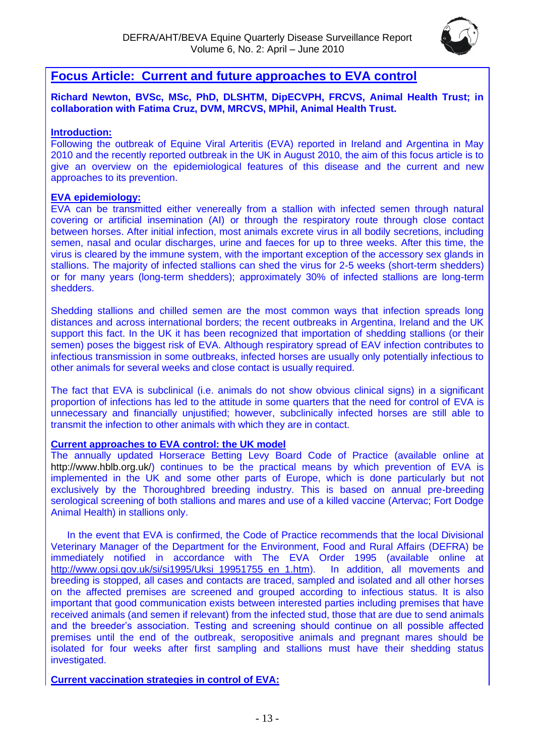## Focus Article: Current and future approaches to EVA control

**Richard Newton, BVSc, MSc, PhD, DLSHTM, DipECVPH, FRCVS, Animal Health Trust; in collaboration with Fatima Cruz, DVM, MRCVS, MPhil, Animal Health Trust.**

### Introduction:

Following the outbreak of Equine Viral Arteritis (EVA) reported in Ireland and Argentina in May 2010 and the recently reported outbreak in the UK in August 2010, the aim of this focus article is to give an overview on the epidemiological features of this disease and the current and new approaches to its prevention.

### EVA epidemiology:

EVA can be transmitted either venereally from a stallion with infected semen through natural covering or artificial insemination (AI) or through the respiratory route through close contact between horses. After initial infection, most animals excrete virus in all bodily secretions, including semen, nasal and ocular discharges, urine and faeces for up to three weeks. After this time, the virus is cleared by the immune system, with the important exception of the accessory sex glands in stallions. The majority of infected stallions can shed the virus for 2-5 weeks (short-term shedders) or for many years (long-term shedders); approximately 30% of infected stallions are long-term shedders.

Shedding stallions and chilled semen are the most common ways that infection spreads long distances and across international borders; the recent outbreaks in Argentina, Ireland and the UK support this fact. In the UK it has been recognized that importation of shedding stallions (or their semen) poses the biggest risk of EVA. Although respiratory spread of EAV infection contributes to infectious transmission in some outbreaks, infected horses are usually only potentially infectious to other animals for several weeks and close contact is usually required.

The fact that EVA is subclinical (i.e. animals do not show obvious clinical signs) in a significant proportion of infections has led to the attitude in some quarters that the need for control of EVA is unnecessary and financially unjustified; however, subclinically infected horses are still able to transmit the infection to other animals with which they are in contact.

### Current approaches to EVA control: the UK model

The annually updated Horserace Betting Levy Board Code of Practice (available online at http://www.hblb.org.uk/) continues to be the practical means by which prevention of EVA is implemented in the UK and some other parts of Europe, which is done particularly but not exclusively by the Thoroughbred breeding industry. This is based on annual pre-breeding serological screening of both stallions and mares and use of a killed vaccine (Artervac; Fort Dodge Animal Health) in stallions only.

In the event that EVA is confirmed, the Code of Practice recommends that the local Divisional Veterinary Manager of the Department for the Environment, Food and Rural Affairs (DEFRA) be immediately notified in accordance with The EVA Order 1995 (available online at http://www.opsi.gov.uk/si/si1995/Uksi_19951755_en_1.htm). In addition, all movements and breeding is stopped, all cases and contacts are traced, sampled and isolated and all other horses on the affected premises are screened and grouped according to infectious status. It is also important that good communication exists between interested parties including premises that have received animals (and semen if relevant) from the infected stud, those that are due to send animals and the breeder's association. Testing and screening should continue on all possible affected premises until the end of the outbreak, seropositive animals and pregnant mares should be isolated for four weeks after first sampling and stallions must have their shedding status investigated.

### Current vaccination strategies in control of EVA: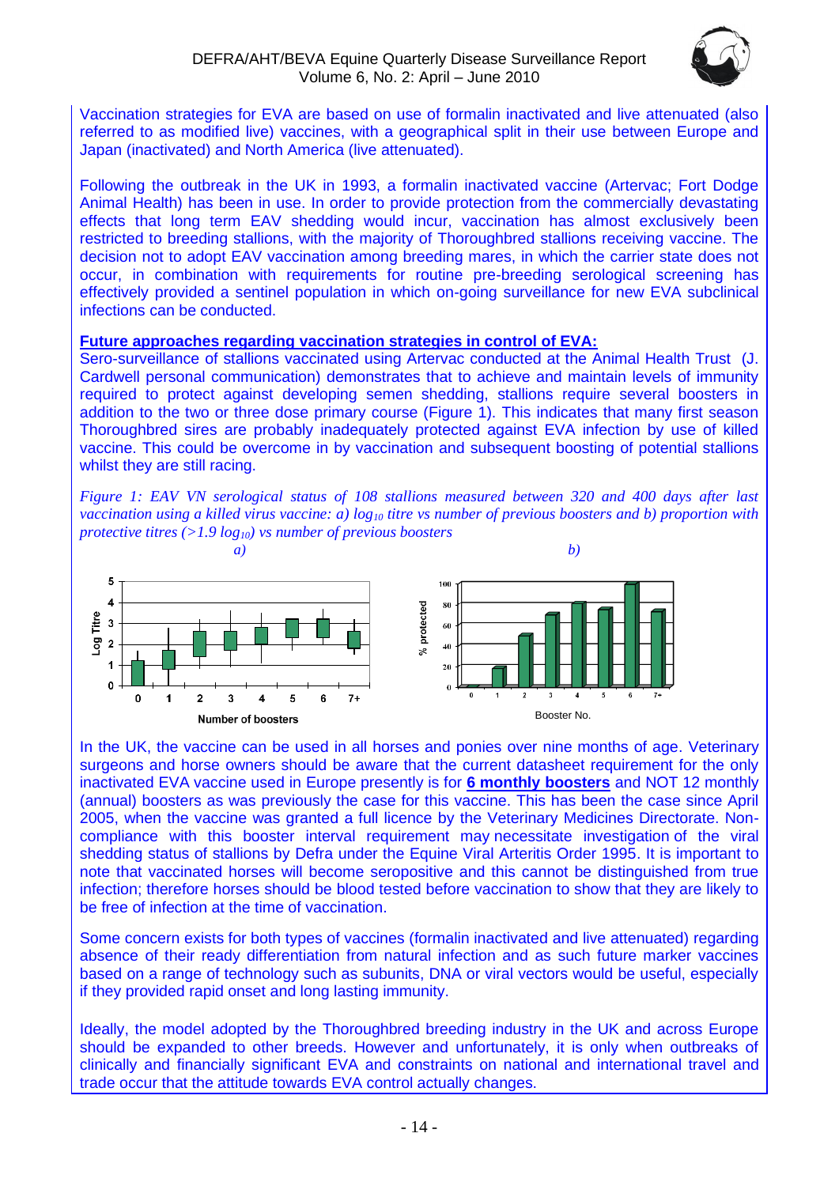Vaccination strategies for EVA are based on use of formalin inactivated and live attenuated (also referred to as modified live) vaccines, with a geographical split in their use between Europe and Japan (inactivated) and North America (live attenuated).

Following the outbreak in the UK in 1993, a formalin inactivated vaccine (Artervac; Fort Dodge Animal Health) has been in use. In order to provide protection from the commercially devastating effects that long term EAV shedding would incur, vaccination has almost exclusively been restricted to breeding stallions, with the majority of Thoroughbred stallions receiving vaccine. The decision not to adopt EAV vaccination among breeding mares, in which the carrier state does not occur, in combination with requirements for routine pre-breeding serological screening has effectively provided a sentinel population in which on-going surveillance for new EVA subclinical infections can be conducted.

**Future approaches regarding vaccination strategies in control of EVA:**

Sero-surveillance of stallions vaccinated using Artervac conducted at the Animal Health Trust (J. Cardwell personal communication) demonstrates that to achieve and maintain levels of immunity required to protect against developing semen shedding, stallions require several boosters in addition to the two or three dose primary course (Figure 1). This indicates that many first season Thoroughbred sires are probably inadequately protected against EVA infection by use of killed vaccine. This could be overcome in by vaccination and subsequent boosting of potential stallions whilst they are still racing.

*Figure 1: EAV VN serological status of 108 stallions measured between 320 and 400 days after last vaccination using a killed virus vaccine: a) $log_{10}$ titre vs number of previous boosters and b) proportion with protective titres (>1.9 $log_{10}$) vs number of previous boosters*

In the UK, the vaccine can be used in all horses and ponies over nine months of age. Veterinary surgeons and horse owners should be aware that the current datasheet requirement for the only inactivated EVA vaccine used in Europe presently is for **6 monthly boosters** and NOT 12 monthly (annual) boosters as was previously the case for this vaccine. This has been the case since April 2005, when the vaccine was granted a full licence by the Veterinary Medicines Directorate. Non-compliance with this booster interval requirement may necessitate investigation of the viral shedding status of stallions by Defra under the Equine Viral Arteritis Order 1995. It is important to note that vaccinated horses will become seropositive and this cannot be distinguished from true infection; therefore horses should be blood tested before vaccination to show that they are likely to be free of infection at the time of vaccination.

Some concern exists for both types of vaccines (formalin inactivated and live attenuated) regarding absence of their ready differentiation from natural infection and as such future marker vaccines based on a range of technology such as subunits, DNA or viral vectors would be useful, especially if they provided rapid onset and long lasting immunity.

Ideally, the model adopted by the Thoroughbred breeding industry in the UK and across Europe should be expanded to other breeds. However and unfortunately, it is only when outbreaks of clinically and financially significant EVA and constraints on national and international travel and trade occur that the attitude towards EVA control actually changes.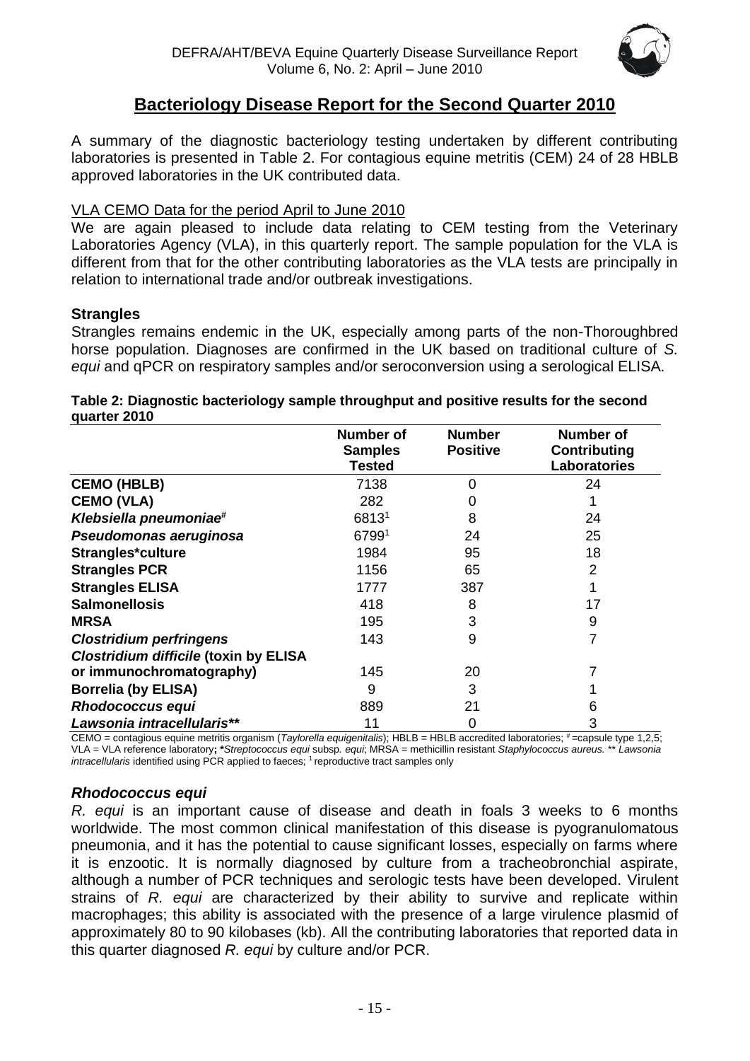## Bacteriology Disease Report for the Second Quarter 2010

A summary of the diagnostic bacteriology testing undertaken by different contributing laboratories is presented in Table 2. For contagious equine metritis (CEM) 24 of 28 HBLB approved laboratories in the UK contributed data.

VLA CEMO Data for the period April to June 2010

We are again pleased to include data relating to CEM testing from the Veterinary Laboratories Agency (VLA), in this quarterly report. The sample population for the VLA is different from that for the other contributing laboratories as the VLA tests are principally in relation to international trade and/or outbreak investigations.

### Strangles

Strangles remains endemic in the UK, especially among parts of the non-Thoroughbred horse population. Diagnoses are confirmed in the UK based on traditional culture of *S. equi* and qPCR on respiratory samples and/or seroconversion using a serological ELISA.

**Table 2: Diagnostic bacteriology sample throughput and positive results for the second quarter 2010**

| | Number of Samples Tested | Number Positive | Number of Contributing Laboratories |
|---|---|---|---|
| **CEMO (HBLB)** | 7138 | 0 | 24 |
| **CEMO (VLA)** | 282 | 0 | 1 |
| ***Klebsiella pneumoniae***[#] | 6813[1] | 8 | 24 |
| ***Pseudomonas aeruginosa*** | 6799[1] | 24 | 25 |
| **Strangles*culture** | 1984 | 95 | 18 |
| **Strangles PCR** | 1156 | 65 | 2 |
| **Strangles ELISA** | 1777 | 387 | 1 |
| **Salmonellosis** | 418 | 8 | 17 |
| **MRSA** | 195 | 3 | 9 |
| ***Clostridium perfringens*** | 143 | 9 | 7 |
| ***Clostridium difficile*** **(toxin by ELISA or immunochromatography)** | 145 | 20 | 7 |
| **Borrelia (by ELISA)** | 9 | 3 | 1 |
| ***Rhodococcus equi*** | 889 | 21 | 6 |
| ***Lawsonia intracellularis*\*\*** | 11 | 0 | 3 |

CEMO = contagious equine metritis organism (*Taylorella equigenitalis*); HBLB = HBLB accredited laboratories; [#] =capsule type 1,2,5; VLA = VLA reference laboratory; ***Streptococcus equi* subsp. *equi*; MRSA = methicillin resistant *Staphylococcus aureus.* \*\* *Lawsonia intracellularis* identified using PCR applied to faeces; [1] reproductive tract samples only

### *Rhodococcus equi*

*R. equi* is an important cause of disease and death in foals 3 weeks to 6 months worldwide. The most common clinical manifestation of this disease is pyogranulomatous pneumonia, and it has the potential to cause significant losses, especially on farms where it is enzootic. It is normally diagnosed by culture from a tracheobronchial aspirate, although a number of PCR techniques and serologic tests have been developed. Virulent strains of *R. equi* are characterized by their ability to survive and replicate within macrophages; this ability is associated with the presence of a large virulence plasmid of approximately 80 to 90 kilobases (kb). All the contributing laboratories that reported data in this quarter diagnosed *R. equi* by culture and/or PCR.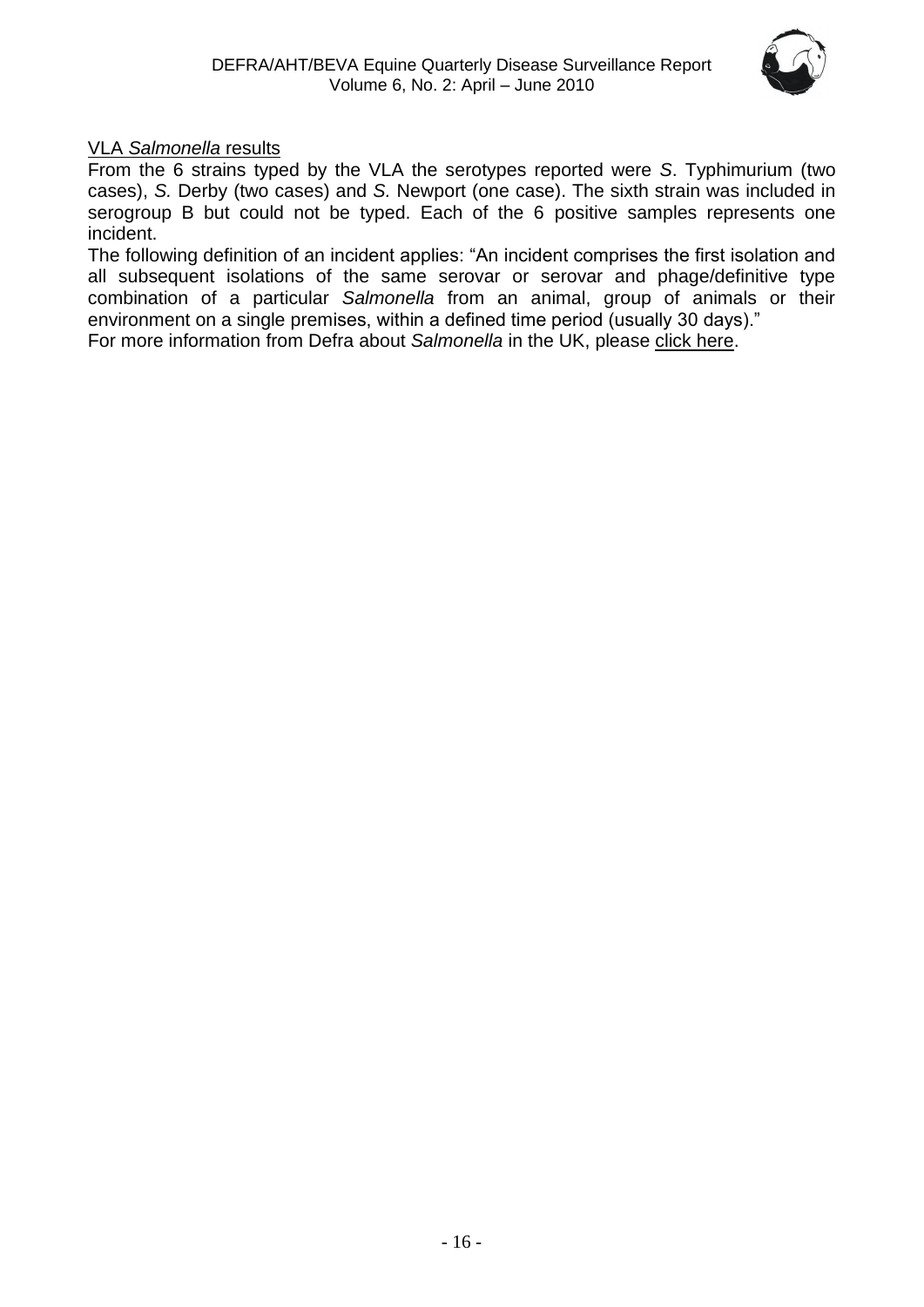### VLA *Salmonella* results

From the 6 strains typed by the VLA the serotypes reported were *S*. Typhimurium (two cases), *S.* Derby (two cases) and *S.* Newport (one case). The sixth strain was included in serogroup B but could not be typed. Each of the 6 positive samples represents one incident.

The following definition of an incident applies: "An incident comprises the first isolation and all subsequent isolations of the same serovar or serovar and phage/definitive type combination of a particular *Salmonella* from an animal, group of animals or their environment on a single premises, within a defined time period (usually 30 days)."

For more information from Defra about *Salmonella* in the UK, please click here.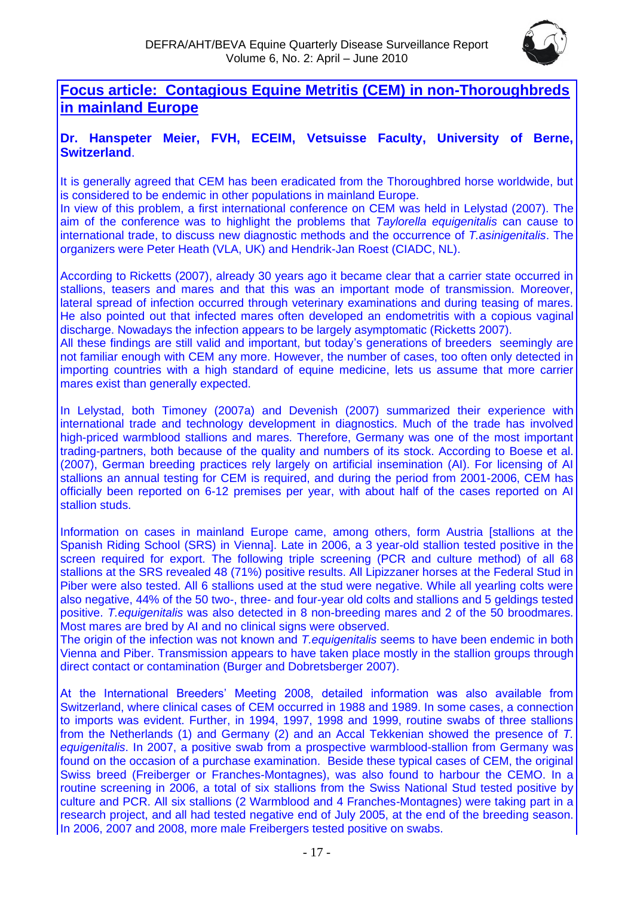## Focus article: Contagious Equine Metritis (CEM) in non-Thoroughbreds in mainland Europe

**Dr. Hanspeter Meier, FVH, ECEIM, Vetsuisse Faculty, University of Berne, Switzerland**.

It is generally agreed that CEM has been eradicated from the Thoroughbred horse worldwide, but is considered to be endemic in other populations in mainland Europe.

In view of this problem, a first international conference on CEM was held in Lelystad (2007). The aim of the conference was to highlight the problems that *Taylorella equigenitalis* can cause to international trade, to discuss new diagnostic methods and the occurrence of *T.asinigenitalis*. The organizers were Peter Heath (VLA, UK) and Hendrik-Jan Roest (CIADC, NL).

According to Ricketts (2007), already 30 years ago it became clear that a carrier state occurred in stallions, teasers and mares and that this was an important mode of transmission. Moreover, lateral spread of infection occurred through veterinary examinations and during teasing of mares. He also pointed out that infected mares often developed an endometritis with a copious vaginal discharge. Nowadays the infection appears to be largely asymptomatic (Ricketts 2007).

All these findings are still valid and important, but today's generations of breeders seemingly are not familiar enough with CEM any more. However, the number of cases, too often only detected in importing countries with a high standard of equine medicine, lets us assume that more carrier mares exist than generally expected.

In Lelystad, both Timoney (2007a) and Devenish (2007) summarized their experience with international trade and technology development in diagnostics. Much of the trade has involved high-priced warmblood stallions and mares. Therefore, Germany was one of the most important trading-partners, both because of the quality and numbers of its stock. According to Boese et al. (2007), German breeding practices rely largely on artificial insemination (AI). For licensing of AI stallions an annual testing for CEM is required, and during the period from 2001-2006, CEM has officially been reported on 6-12 premises per year, with about half of the cases reported on AI stallion studs.

Information on cases in mainland Europe came, among others, form Austria [stallions at the Spanish Riding School (SRS) in Vienna]. Late in 2006, a 3 year-old stallion tested positive in the screen required for export. The following triple screening (PCR and culture method) of all 68 stallions at the SRS revealed 48 (71%) positive results. All Lipizzaner horses at the Federal Stud in Piber were also tested. All 6 stallions used at the stud were negative. While all yearling colts were also negative, 44% of the 50 two-, three- and four-year old colts and stallions and 5 geldings tested positive. *T.equigenitalis* was also detected in 8 non-breeding mares and 2 of the 50 broodmares. Most mares are bred by AI and no clinical signs were observed.

The origin of the infection was not known and *T.equigenitalis* seems to have been endemic in both Vienna and Piber. Transmission appears to have taken place mostly in the stallion groups through direct contact or contamination (Burger and Dobretsberger 2007).

At the International Breeders' Meeting 2008, detailed information was also available from Switzerland, where clinical cases of CEM occurred in 1988 and 1989. In some cases, a connection to imports was evident. Further, in 1994, 1997, 1998 and 1999, routine swabs of three stallions from the Netherlands (1) and Germany (2) and an Accal Tekkenian showed the presence of *T. equigenitalis*. In 2007, a positive swab from a prospective warmblood-stallion from Germany was found on the occasion of a purchase examination. Beside these typical cases of CEM, the original Swiss breed (Freiberger or Franches-Montagnes), was also found to harbour the CEMO. In a routine screening in 2006, a total of six stallions from the Swiss National Stud tested positive by culture and PCR. All six stallions (2 Warmblood and 4 Franches-Montagnes) were taking part in a research project, and all had tested negative end of July 2005, at the end of the breeding season. In 2006, 2007 and 2008, more male Freibergers tested positive on swabs.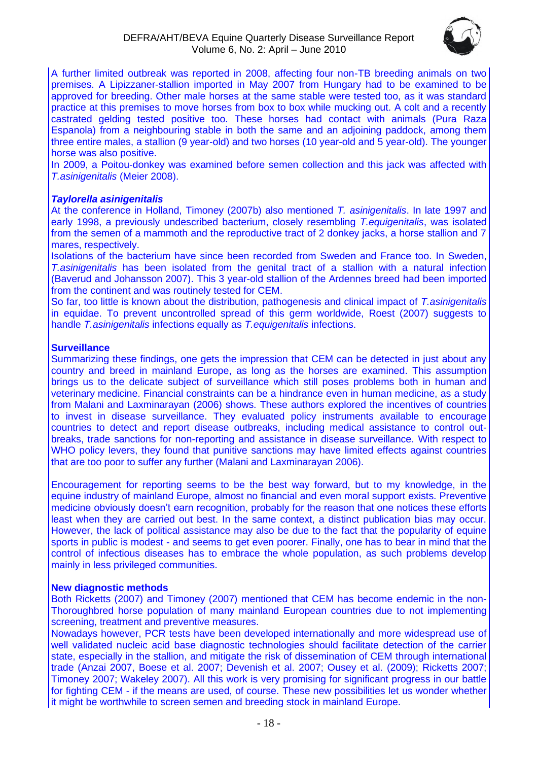A further limited outbreak was reported in 2008, affecting four non-TB breeding animals on two premises. A Lipizzaner-stallion imported in May 2007 from Hungary had to be examined to be approved for breeding. Other male horses at the same stable were tested too, as it was standard practice at this premises to move horses from box to box while mucking out. A colt and a recently castrated gelding tested positive too. These horses had contact with animals (Pura Raza Espanola) from a neighbouring stable in both the same and an adjoining paddock, among them three entire males, a stallion (9 year-old) and two horses (10 year-old and 5 year-old). The younger horse was also positive.

In 2009, a Poitou-donkey was examined before semen collection and this jack was affected with *T.asinigenitalis* (Meier 2008).

### *Taylorella asinigenitalis*

At the conference in Holland, Timoney (2007b) also mentioned *T. asinigenitalis*. In late 1997 and early 1998, a previously undescribed bacterium, closely resembling *T.equigenitalis*, was isolated from the semen of a mammoth and the reproductive tract of 2 donkey jacks, a horse stallion and 7 mares, respectively.

Isolations of the bacterium have since been recorded from Sweden and France too. In Sweden, *T.asinigenitalis* has been isolated from the genital tract of a stallion with a natural infection (Baverud and Johansson 2007). This 3 year-old stallion of the Ardennes breed had been imported from the continent and was routinely tested for CEM.

So far, too little is known about the distribution, pathogenesis and clinical impact of *T.asinigenitalis* in equidae. To prevent uncontrolled spread of this germ worldwide, Roest (2007) suggests to handle *T.asinigenitalis* infections equally as *T.equigenitalis* infections.

### Surveillance

Summarizing these findings, one gets the impression that CEM can be detected in just about any country and breed in mainland Europe, as long as the horses are examined. This assumption brings us to the delicate subject of surveillance which still poses problems both in human and veterinary medicine. Financial constraints can be a hindrance even in human medicine, as a study from Malani and Laxminarayan (2006) shows. These authors explored the incentives of countries to invest in disease surveillance. They evaluated policy instruments available to encourage countries to detect and report disease outbreaks, including medical assistance to control out-breaks, trade sanctions for non-reporting and assistance in disease surveillance. With respect to WHO policy levers, they found that punitive sanctions may have limited effects against countries that are too poor to suffer any further (Malani and Laxminarayan 2006).

Encouragement for reporting seems to be the best way forward, but to my knowledge, in the equine industry of mainland Europe, almost no financial and even moral support exists. Preventive medicine obviously doesn't earn recognition, probably for the reason that one notices these efforts least when they are carried out best. In the same context, a distinct publication bias may occur. However, the lack of political assistance may also be due to the fact that the popularity of equine sports in public is modest - and seems to get even poorer. Finally, one has to bear in mind that the control of infectious diseases has to embrace the whole population, as such problems develop mainly in less privileged communities.

### New diagnostic methods

Both Ricketts (2007) and Timoney (2007) mentioned that CEM has become endemic in the non-Thoroughbred horse population of many mainland European countries due to not implementing screening, treatment and preventive measures.

Nowadays however, PCR tests have been developed internationally and more widespread use of well validated nucleic acid base diagnostic technologies should facilitate detection of the carrier state, especially in the stallion, and mitigate the risk of dissemination of CEM through international trade (Anzai 2007, Boese et al. 2007; Devenish et al. 2007; Ousey et al. (2009); Ricketts 2007; Timoney 2007; Wakeley 2007). All this work is very promising for significant progress in our battle for fighting CEM - if the means are used, of course. These new possibilities let us wonder whether it might be worthwhile to screen semen and breeding stock in mainland Europe.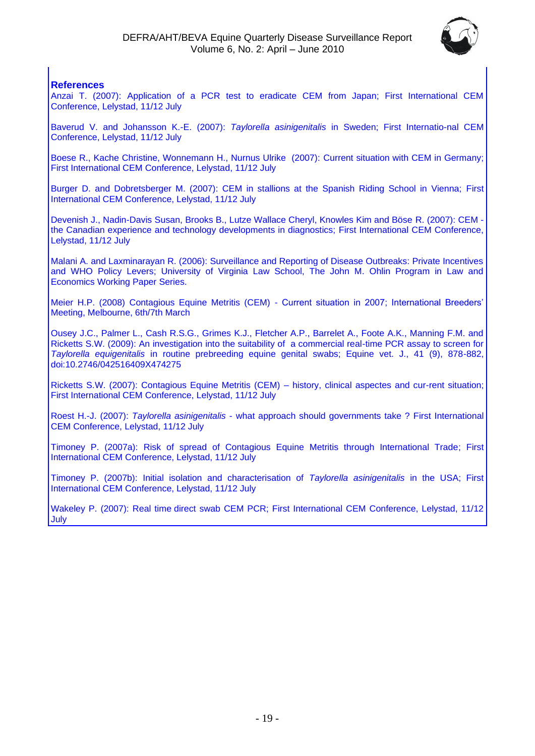## References

Anzai T. (2007): Application of a PCR test to eradicate CEM from Japan; First International CEM Conference, Lelystad, 11/12 July

Baverud V. and Johansson K.-E. (2007): *Taylorella asinigenitalis* in Sweden; First Internatio-nal CEM Conference, Lelystad, 11/12 July

Boese R., Kache Christine, Wonnemann H., Nurnus Ulrike (2007): Current situation with CEM in Germany; First International CEM Conference, Lelystad, 11/12 July

Burger D. and Dobretsberger M. (2007): CEM in stallions at the Spanish Riding School in Vienna; First International CEM Conference, Lelystad, 11/12 July

Devenish J., Nadin-Davis Susan, Brooks B., Lutze Wallace Cheryl, Knowles Kim and Böse R. (2007): CEM - the Canadian experience and technology developments in diagnostics; First International CEM Conference, Lelystad, 11/12 July

Malani A. and Laxminarayan R. (2006): Surveillance and Reporting of Disease Outbreaks: Private Incentives and WHO Policy Levers; University of Virginia Law School, The John M. Ohlin Program in Law and Economics Working Paper Series.

Meier H.P. (2008) Contagious Equine Metritis (CEM) - Current situation in 2007; International Breeders' Meeting, Melbourne, 6th/7th March

Ousey J.C., Palmer L., Cash R.S.G., Grimes K.J., Fletcher A.P., Barrelet A., Foote A.K., Manning F.M. and Ricketts S.W. (2009): An investigation into the suitability of a commercial real-time PCR assay to screen for *Taylorella equigenitalis* in routine prebreeding equine genital swabs; Equine vet. J., 41 (9), 878-882, doi:10.2746/042516409X474275

Ricketts S.W. (2007): Contagious Equine Metritis (CEM) – history, clinical aspectes and cur-rent situation; First International CEM Conference, Lelystad, 11/12 July

Roest H.-J. (2007): *Taylorella asinigenitalis* - what approach should governments take ? First International CEM Conference, Lelystad, 11/12 July

Timoney P. (2007a): Risk of spread of Contagious Equine Metritis through International Trade; First International CEM Conference, Lelystad, 11/12 July

Timoney P. (2007b): Initial isolation and characterisation of *Taylorella asinigenitalis* in the USA; First International CEM Conference, Lelystad, 11/12 July

Wakeley P. (2007): Real time direct swab CEM PCR; First International CEM Conference, Lelystad, 11/12 July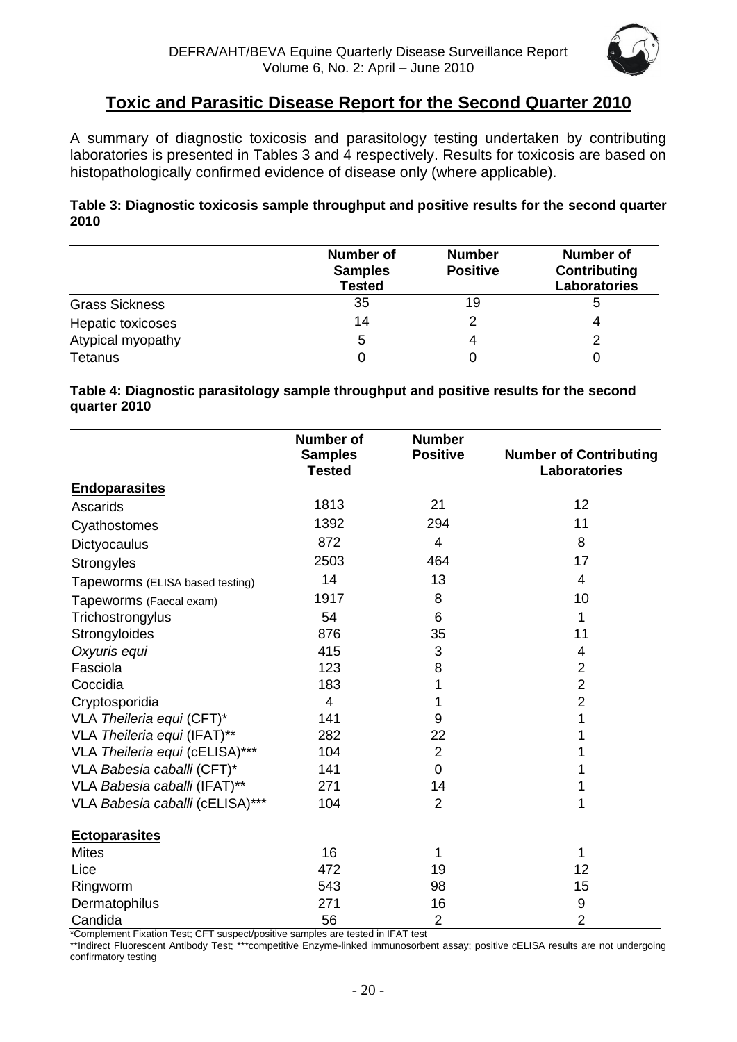## Toxic and Parasitic Disease Report for the Second Quarter 2010

A summary of diagnostic toxicosis and parasitology testing undertaken by contributing laboratories is presented in Tables 3 and 4 respectively. Results for toxicosis are based on histopathologically confirmed evidence of disease only (where applicable).

**Table 3: Diagnostic toxicosis sample throughput and positive results for the second quarter 2010**

| | Number of Samples Tested | Number Positive | Number of Contributing Laboratories |
|---|---|---|---|
| Grass Sickness | 35 | 19 | 5 |
| Hepatic toxicoses | 14 | 2 | 4 |
| Atypical myopathy | 5 | 4 | 2 |
| Tetanus | 0 | 0 | 0 |

**Table 4: Diagnostic parasitology sample throughput and positive results for the second quarter 2010**

| | Number of Samples Tested | Number Positive | Number of Contributing Laboratories |
|---|---|---|---|
| **Endoparasites** | | | |
| Ascarids | 1813 | 21 | 12 |
| Cyathostomes | 1392 | 294 | 11 |
| Dictyocaulus | 872 | 4 | 8 |
| Strongyles | 2503 | 464 | 17 |
| Tapeworms (ELISA based testing) | 14 | 13 | 4 |
| Tapeworms (Faecal exam) | 1917 | 8 | 10 |
| Trichostrongylus | 54 | 6 | 1 |
| Strongyloides | 876 | 35 | 11 |
| *Oxyuris equi* | 415 | 3 | 4 |
| Fasciola | 123 | 8 | 2 |
| Coccidia | 183 | 1 | 2 |
| Cryptosporidia | 4 | 1 | 2 |
| VLA *Theileria equi* (CFT)* | 141 | 9 | 1 |
| VLA *Theileria equi* (IFAT)** | 282 | 22 | 1 |
| VLA *Theileria equi* (cELISA)*** | 104 | 2 | 1 |
| VLA *Babesia caballi* (CFT)* | 141 | 0 | 1 |
| VLA *Babesia caballi* (IFAT)** | 271 | 14 | 1 |
| VLA *Babesia caballi* (cELISA)*** | 104 | 2 | 1 |
| **Ectoparasites** | | | |
| Mites | 16 | 1 | 1 |
| Lice | 472 | 19 | 12 |
| Ringworm | 543 | 98 | 15 |
| Dermatophilus | 271 | 16 | 9 |
| Candida | 56 | 2 | 2 |

*Complement Fixation Test; CFT suspect/positive samples are tested in IFAT test

**Indirect Fluorescent Antibody Test; ***competitive Enzyme-linked immunosorbent assay; positive cELISA results are not undergoing confirmatory testing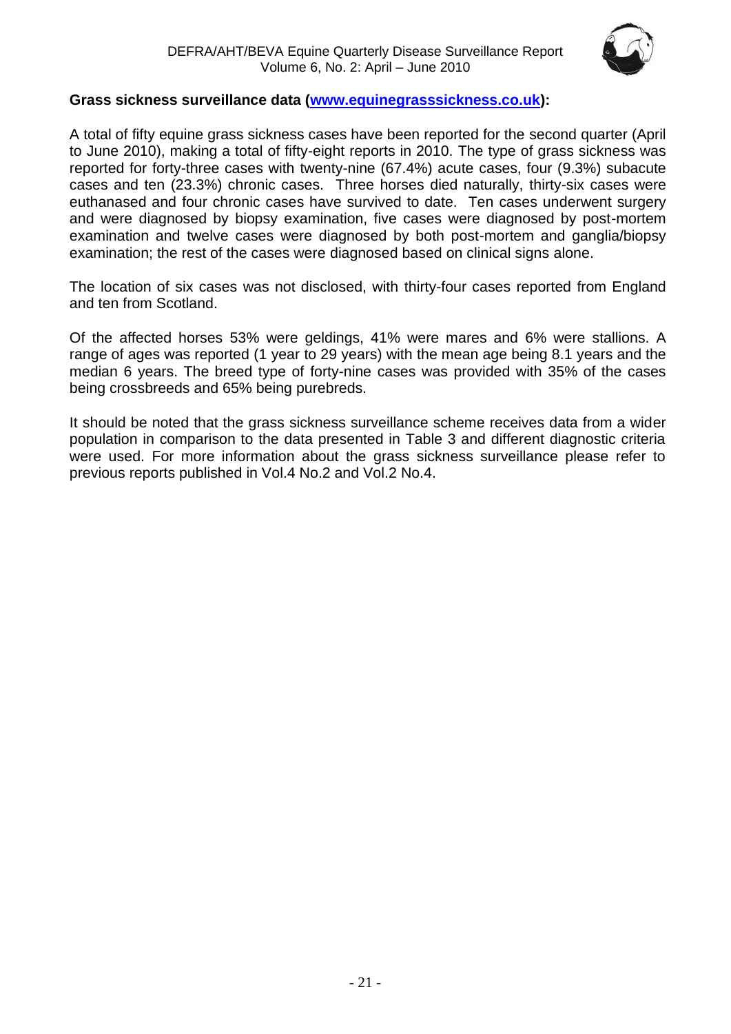**Grass sickness surveillance data ([www.equinegrasssickness.co.uk](http://www.equinegrasssickness.co.uk)):**

A total of fifty equine grass sickness cases have been reported for the second quarter (April to June 2010), making a total of fifty-eight reports in 2010. The type of grass sickness was reported for forty-three cases with twenty-nine (67.4%) acute cases, four (9.3%) subacute cases and ten (23.3%) chronic cases. Three horses died naturally, thirty-six cases were euthanased and four chronic cases have survived to date. Ten cases underwent surgery and were diagnosed by biopsy examination, five cases were diagnosed by post-mortem examination and twelve cases were diagnosed by both post-mortem and ganglia/biopsy examination; the rest of the cases were diagnosed based on clinical signs alone.

The location of six cases was not disclosed, with thirty-four cases reported from England and ten from Scotland.

Of the affected horses 53% were geldings, 41% were mares and 6% were stallions. A range of ages was reported (1 year to 29 years) with the mean age being 8.1 years and the median 6 years. The breed type of forty-nine cases was provided with 35% of the cases being crossbreeds and 65% being purebreds.

It should be noted that the grass sickness surveillance scheme receives data from a wider population in comparison to the data presented in Table 3 and different diagnostic criteria were used. For more information about the grass sickness surveillance please refer to previous reports published in Vol.4 No.2 and Vol.2 No.4.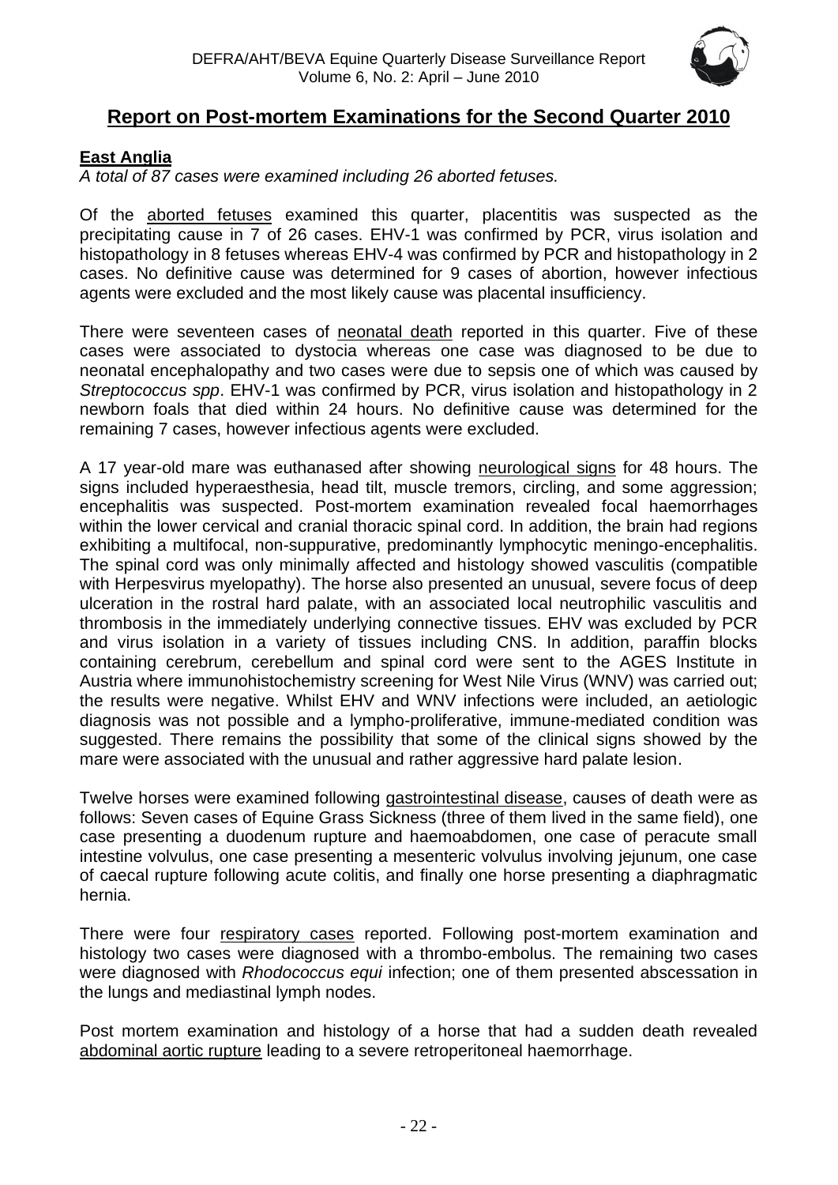## Report on Post-mortem Examinations for the Second Quarter 2010

### East Anglia

*A total of 87 cases were examined including 26 aborted fetuses.*

Of the aborted fetuses examined this quarter, placentitis was suspected as the precipitating cause in 7 of 26 cases. EHV-1 was confirmed by PCR, virus isolation and histopathology in 8 fetuses whereas EHV-4 was confirmed by PCR and histopathology in 2 cases. No definitive cause was determined for 9 cases of abortion, however infectious agents were excluded and the most likely cause was placental insufficiency.

There were seventeen cases of neonatal death reported in this quarter. Five of these cases were associated to dystocia whereas one case was diagnosed to be due to neonatal encephalopathy and two cases were due to sepsis one of which was caused by *Streptococcus spp*. EHV-1 was confirmed by PCR, virus isolation and histopathology in 2 newborn foals that died within 24 hours. No definitive cause was determined for the remaining 7 cases, however infectious agents were excluded.

A 17 year-old mare was euthanased after showing neurological signs for 48 hours. The signs included hyperaesthesia, head tilt, muscle tremors, circling, and some aggression; encephalitis was suspected. Post-mortem examination revealed focal haemorrhages within the lower cervical and cranial thoracic spinal cord. In addition, the brain had regions exhibiting a multifocal, non-suppurative, predominantly lymphocytic meningo-encephalitis. The spinal cord was only minimally affected and histology showed vasculitis (compatible with Herpesvirus myelopathy). The horse also presented an unusual, severe focus of deep ulceration in the rostral hard palate, with an associated local neutrophilic vasculitis and thrombosis in the immediately underlying connective tissues. EHV was excluded by PCR and virus isolation in a variety of tissues including CNS. In addition, paraffin blocks containing cerebrum, cerebellum and spinal cord were sent to the AGES Institute in Austria where immunohistochemistry screening for West Nile Virus (WNV) was carried out; the results were negative. Whilst EHV and WNV infections were included, an aetiologic diagnosis was not possible and a lympho-proliferative, immune-mediated condition was suggested. There remains the possibility that some of the clinical signs showed by the mare were associated with the unusual and rather aggressive hard palate lesion.

Twelve horses were examined following gastrointestinal disease, causes of death were as follows: Seven cases of Equine Grass Sickness (three of them lived in the same field), one case presenting a duodenum rupture and haemoabdomen, one case of peracute small intestine volvulus, one case presenting a mesenteric volvulus involving jejunum, one case of caecal rupture following acute colitis, and finally one horse presenting a diaphragmatic hernia.

There were four respiratory cases reported. Following post-mortem examination and histology two cases were diagnosed with a thrombo-embolus. The remaining two cases were diagnosed with *Rhodococcus equi* infection; one of them presented abscessation in the lungs and mediastinal lymph nodes.

Post mortem examination and histology of a horse that had a sudden death revealed abdominal aortic rupture leading to a severe retroperitoneal haemorrhage.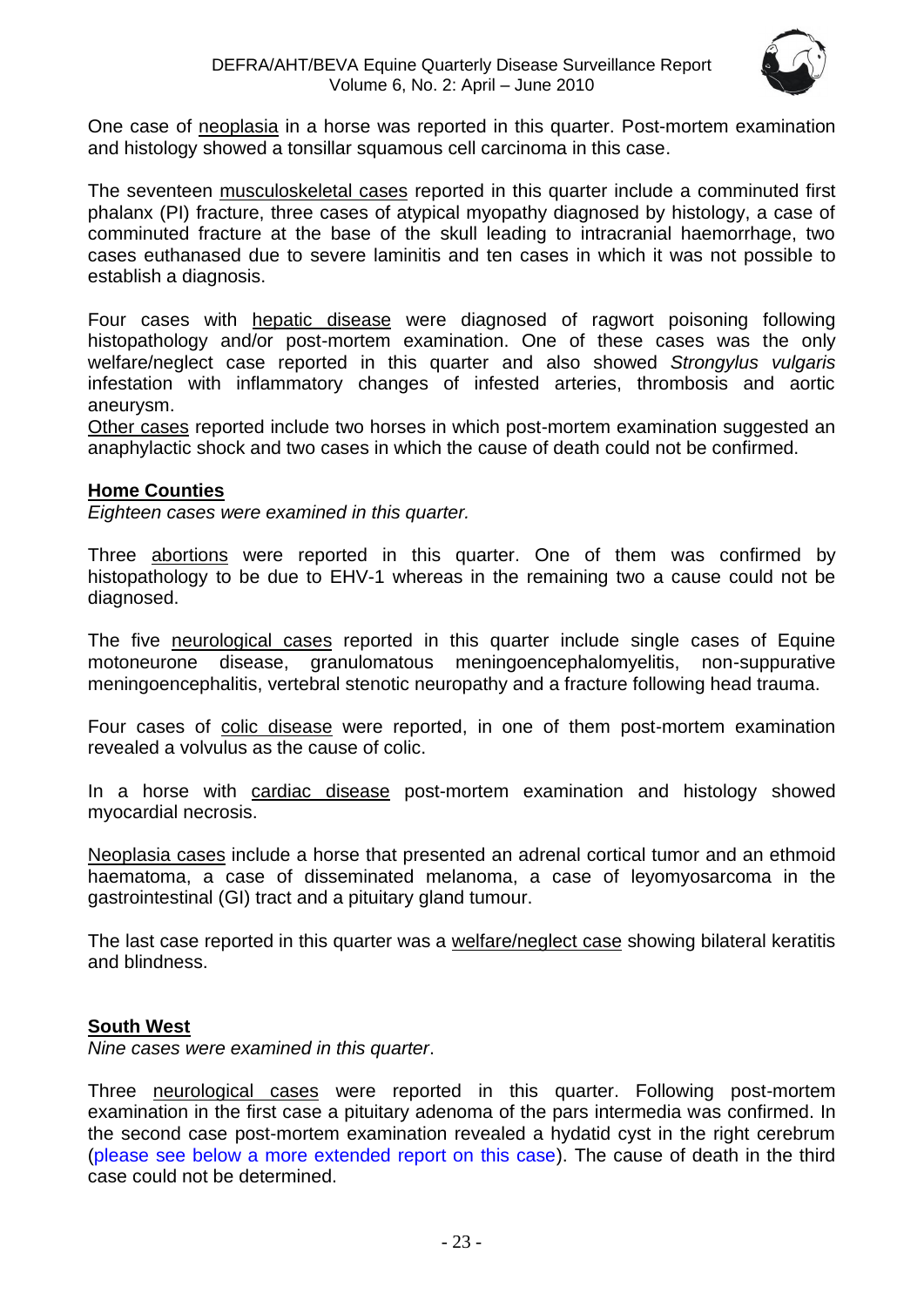One case of <u>neoplasia</u> in a horse was reported in this quarter. Post-mortem examination and histology showed a tonsillar squamous cell carcinoma in this case.

The seventeen <u>musculoskeletal cases</u> reported in this quarter include a comminuted first phalanx (PI) fracture, three cases of atypical myopathy diagnosed by histology, a case of comminuted fracture at the base of the skull leading to intracranial haemorrhage, two cases euthanased due to severe laminitis and ten cases in which it was not possible to establish a diagnosis.

Four cases with <u>hepatic disease</u> were diagnosed of ragwort poisoning following histopathology and/or post-mortem examination. One of these cases was the only welfare/neglect case reported in this quarter and also showed *Strongylus vulgaris* infestation with inflammatory changes of infested arteries, thrombosis and aortic aneurysm.

<u>Other cases</u> reported include two horses in which post-mortem examination suggested an anaphylactic shock and two cases in which the cause of death could not be confirmed.

## Home Counties

*Eighteen cases were examined in this quarter.*

Three <u>abortions</u> were reported in this quarter. One of them was confirmed by histopathology to be due to EHV-1 whereas in the remaining two a cause could not be diagnosed.

The five <u>neurological cases</u> reported in this quarter include single cases of Equine motoneurone disease, granulomatous meningoencephalomyelitis, non-suppurative meningoencephalitis, vertebral stenotic neuropathy and a fracture following head trauma.

Four cases of <u>colic disease</u> were reported, in one of them post-mortem examination revealed a volvulus as the cause of colic.

In a horse with <u>cardiac disease</u> post-mortem examination and histology showed myocardial necrosis.

<u>Neoplasia cases</u> include a horse that presented an adrenal cortical tumor and an ethmoid haematoma, a case of disseminated melanoma, a case of leyomyosarcoma in the gastrointestinal (GI) tract and a pituitary gland tumour.

The last case reported in this quarter was a <u>welfare/neglect case</u> showing bilateral keratitis and blindness.

## South West

*Nine cases were examined in this quarter*.

Three <u>neurological cases</u> were reported in this quarter. Following post-mortem examination in the first case a pituitary adenoma of the pars intermedia was confirmed. In the second case post-mortem examination revealed a hydatid cyst in the right cerebrum (please see below a more extended report on this case). The cause of death in the third case could not be determined.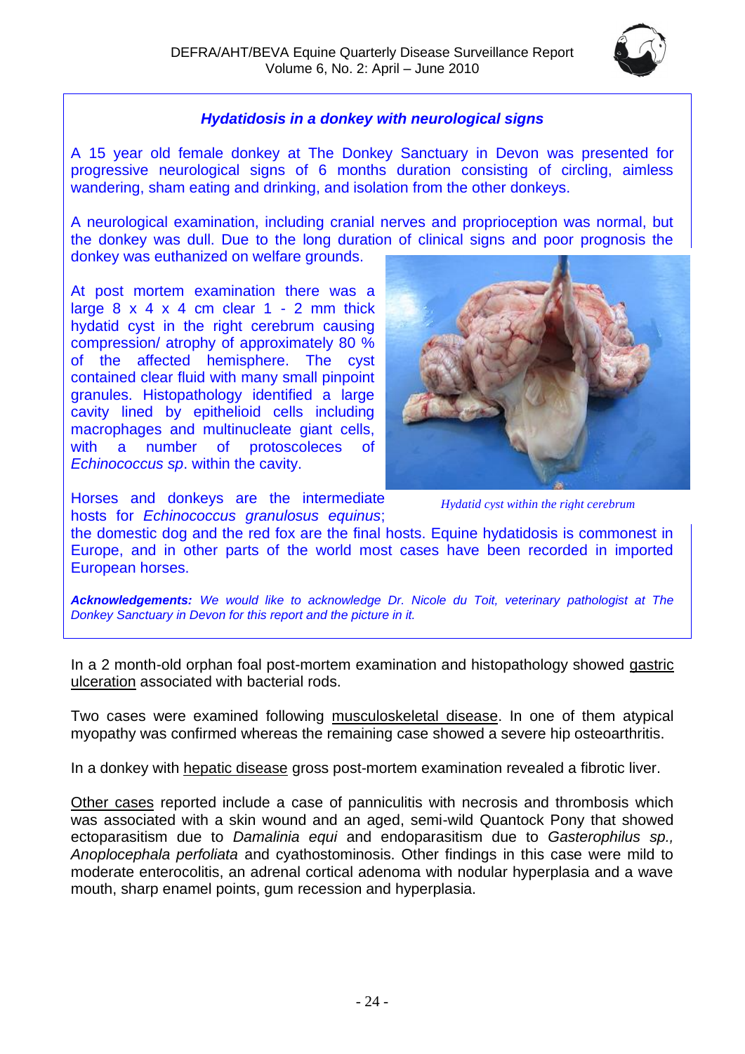### *Hydatidosis in a donkey with neurological signs*

A 15 year old female donkey at The Donkey Sanctuary in Devon was presented for progressive neurological signs of 6 months duration consisting of circling, aimless wandering, sham eating and drinking, and isolation from the other donkeys.

A neurological examination, including cranial nerves and proprioception was normal, but the donkey was dull. Due to the long duration of clinical signs and poor prognosis the donkey was euthanized on welfare grounds.

At post mortem examination there was a large 8 x 4 x 4 cm clear 1 - 2 mm thick hydatid cyst in the right cerebrum causing compression/ atrophy of approximately 80 % of the affected hemisphere. The cyst contained clear fluid with many small pinpoint granules. Histopathology identified a large cavity lined by epithelioid cells including macrophages and multinucleate giant cells, with a number of protoscoleces of *Echinococcus sp*. within the cavity.

*Hydatid cyst within the right cerebrum*

Horses and donkeys are the intermediate hosts for *Echinococcus granulosus equinus*; the domestic dog and the red fox are the final hosts. Equine hydatidosis is commonest in Europe, and in other parts of the world most cases have been recorded in imported European horses.

***Acknowledgements:*** *We would like to acknowledge Dr. Nicole du Toit, veterinary pathologist at The Donkey Sanctuary in Devon for this report and the picture in it.*

In a 2 month-old orphan foal post-mortem examination and histopathology showed gastric ulceration associated with bacterial rods.

Two cases were examined following musculoskeletal disease. In one of them atypical myopathy was confirmed whereas the remaining case showed a severe hip osteoarthritis.

In a donkey with hepatic disease gross post-mortem examination revealed a fibrotic liver.

Other cases reported include a case of panniculitis with necrosis and thrombosis which was associated with a skin wound and an aged, semi-wild Quantock Pony that showed ectoparasitism due to *Damalinia equi* and endoparasitism due to *Gasterophilus sp., Anoplocephala perfoliata* and cyathostominosis. Other findings in this case were mild to moderate enterocolitis, an adrenal cortical adenoma with nodular hyperplasia and a wave mouth, sharp enamel points, gum recession and hyperplasia.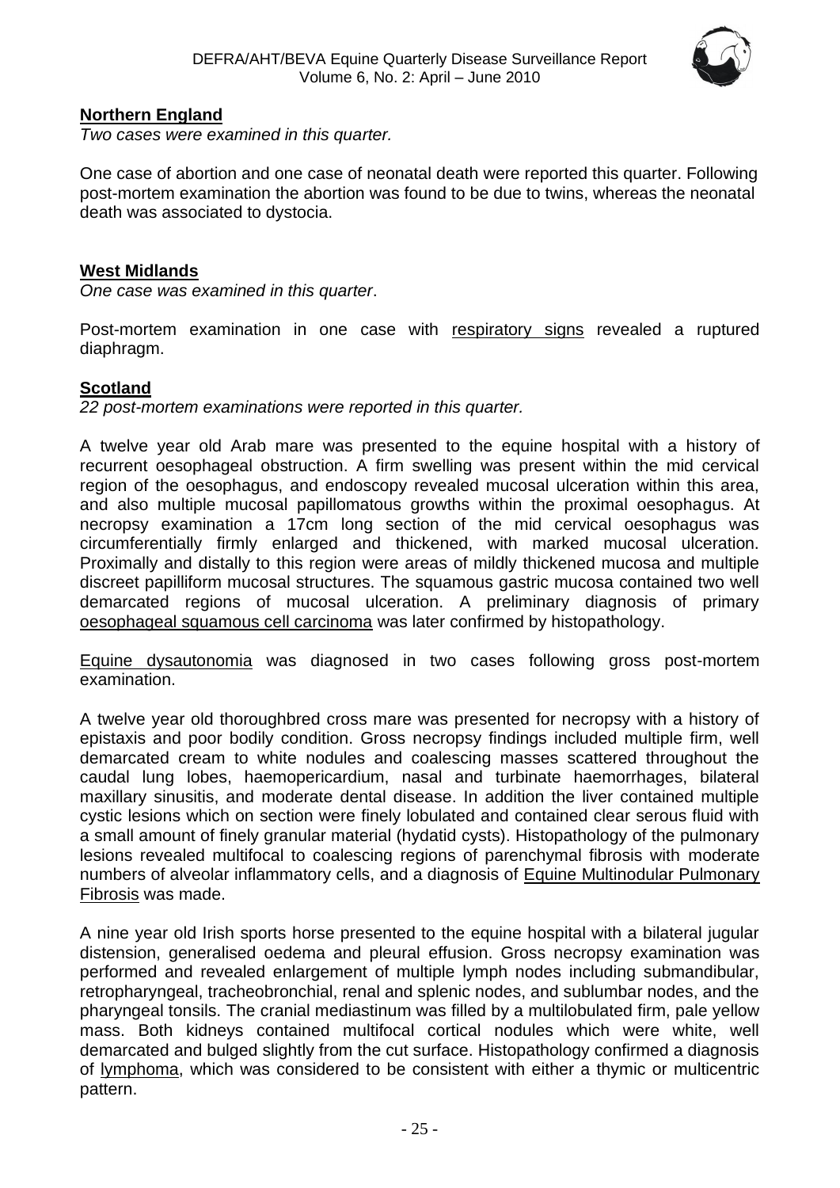## Northern England

*Two cases were examined in this quarter.*

One case of abortion and one case of neonatal death were reported this quarter. Following post-mortem examination the abortion was found to be due to twins, whereas the neonatal death was associated to dystocia.

## West Midlands

*One case was examined in this quarter*.

Post-mortem examination in one case with respiratory signs revealed a ruptured diaphragm.

## Scotland

*22 post-mortem examinations were reported in this quarter.*

A twelve year old Arab mare was presented to the equine hospital with a history of recurrent oesophageal obstruction. A firm swelling was present within the mid cervical region of the oesophagus, and endoscopy revealed mucosal ulceration within this area, and also multiple mucosal papillomatous growths within the proximal oesophagus. At necropsy examination a 17cm long section of the mid cervical oesophagus was circumferentially firmly enlarged and thickened, with marked mucosal ulceration. Proximally and distally to this region were areas of mildly thickened mucosa and multiple discreet papilliform mucosal structures. The squamous gastric mucosa contained two well demarcated regions of mucosal ulceration. A preliminary diagnosis of primary oesophageal squamous cell carcinoma was later confirmed by histopathology.

Equine dysautonomia was diagnosed in two cases following gross post-mortem examination.

A twelve year old thoroughbred cross mare was presented for necropsy with a history of epistaxis and poor bodily condition. Gross necropsy findings included multiple firm, well demarcated cream to white nodules and coalescing masses scattered throughout the caudal lung lobes, haemopericardium, nasal and turbinate haemorrhages, bilateral maxillary sinusitis, and moderate dental disease. In addition the liver contained multiple cystic lesions which on section were finely lobulated and contained clear serous fluid with a small amount of finely granular material (hydatid cysts). Histopathology of the pulmonary lesions revealed multifocal to coalescing regions of parenchymal fibrosis with moderate numbers of alveolar inflammatory cells, and a diagnosis of Equine Multinodular Pulmonary Fibrosis was made.

A nine year old Irish sports horse presented to the equine hospital with a bilateral jugular distension, generalised oedema and pleural effusion. Gross necropsy examination was performed and revealed enlargement of multiple lymph nodes including submandibular, retropharyngeal, tracheobronchial, renal and splenic nodes, and sublumbar nodes, and the pharyngeal tonsils. The cranial mediastinum was filled by a multilobulated firm, pale yellow mass. Both kidneys contained multifocal cortical nodules which were white, well demarcated and bulged slightly from the cut surface. Histopathology confirmed a diagnosis of lymphoma, which was considered to be consistent with either a thymic or multicentric pattern.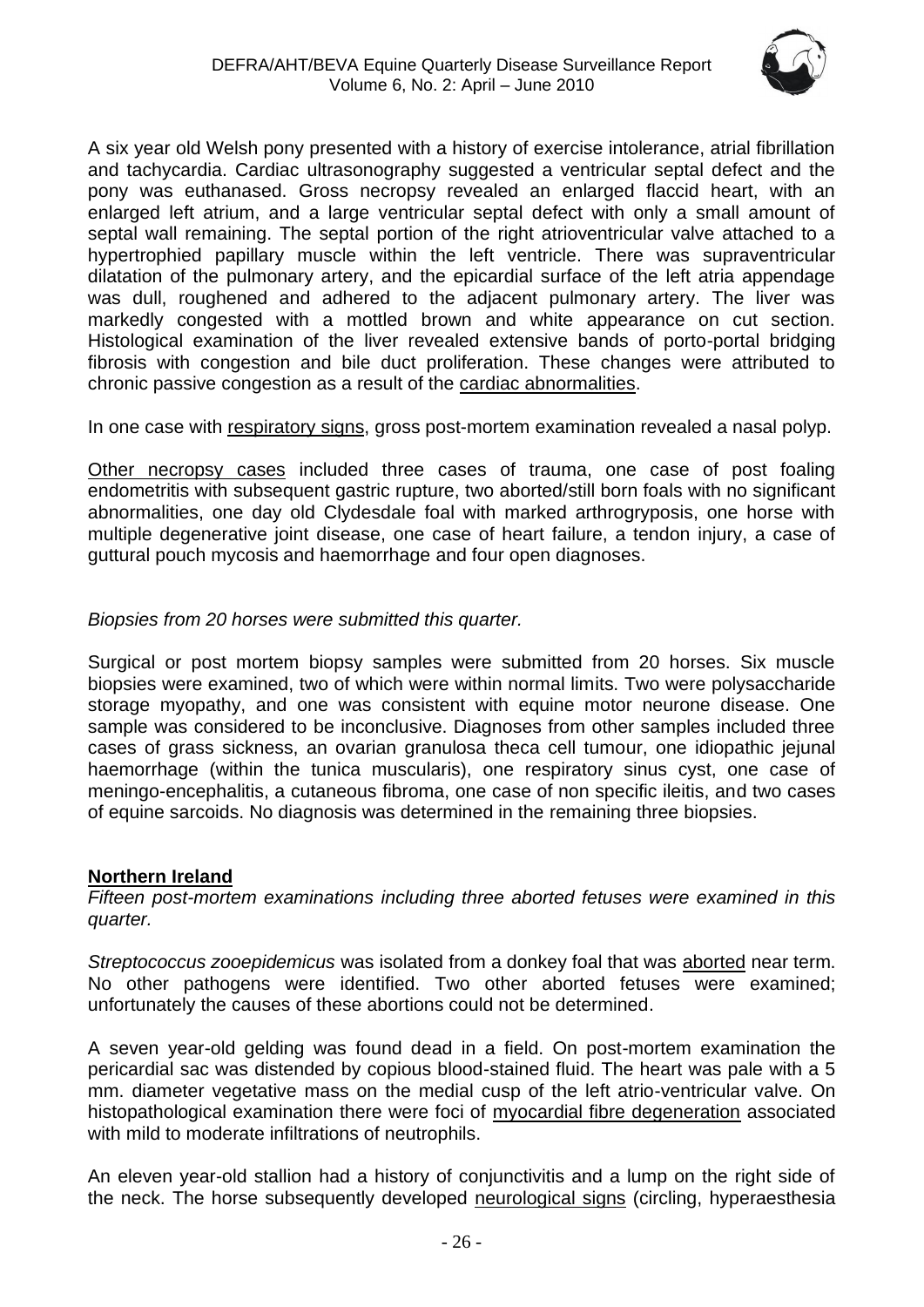A six year old Welsh pony presented with a history of exercise intolerance, atrial fibrillation and tachycardia. Cardiac ultrasonography suggested a ventricular septal defect and the pony was euthanased. Gross necropsy revealed an enlarged flaccid heart, with an enlarged left atrium, and a large ventricular septal defect with only a small amount of septal wall remaining. The septal portion of the right atrioventricular valve attached to a hypertrophied papillary muscle within the left ventricle. There was supraventricular dilatation of the pulmonary artery, and the epicardial surface of the left atria appendage was dull, roughened and adhered to the adjacent pulmonary artery. The liver was markedly congested with a mottled brown and white appearance on cut section. Histological examination of the liver revealed extensive bands of porto-portal bridging fibrosis with congestion and bile duct proliferation. These changes were attributed to chronic passive congestion as a result of the cardiac abnormalities.

In one case with respiratory signs, gross post-mortem examination revealed a nasal polyp.

Other necropsy cases included three cases of trauma, one case of post foaling endometritis with subsequent gastric rupture, two aborted/still born foals with no significant abnormalities, one day old Clydesdale foal with marked arthrogryposis, one horse with multiple degenerative joint disease, one case of heart failure, a tendon injury, a case of guttural pouch mycosis and haemorrhage and four open diagnoses.

*Biopsies from 20 horses were submitted this quarter.*

Surgical or post mortem biopsy samples were submitted from 20 horses. Six muscle biopsies were examined, two of which were within normal limits. Two were polysaccharide storage myopathy, and one was consistent with equine motor neurone disease. One sample was considered to be inconclusive. Diagnoses from other samples included three cases of grass sickness, an ovarian granulosa theca cell tumour, one idiopathic jejunal haemorrhage (within the tunica muscularis), one respiratory sinus cyst, one case of meningo-encephalitis, a cutaneous fibroma, one case of non specific ileitis, and two cases of equine sarcoids. No diagnosis was determined in the remaining three biopsies.

## Northern Ireland

*Fifteen post-mortem examinations including three aborted fetuses were examined in this quarter.*

*Streptococcus zooepidemicus* was isolated from a donkey foal that was aborted near term. No other pathogens were identified. Two other aborted fetuses were examined; unfortunately the causes of these abortions could not be determined.

A seven year-old gelding was found dead in a field. On post-mortem examination the pericardial sac was distended by copious blood-stained fluid. The heart was pale with a 5 mm. diameter vegetative mass on the medial cusp of the left atrio-ventricular valve. On histopathological examination there were foci of myocardial fibre degeneration associated with mild to moderate infiltrations of neutrophils.

An eleven year-old stallion had a history of conjunctivitis and a lump on the right side of the neck. The horse subsequently developed neurological signs (circling, hyperaesthesia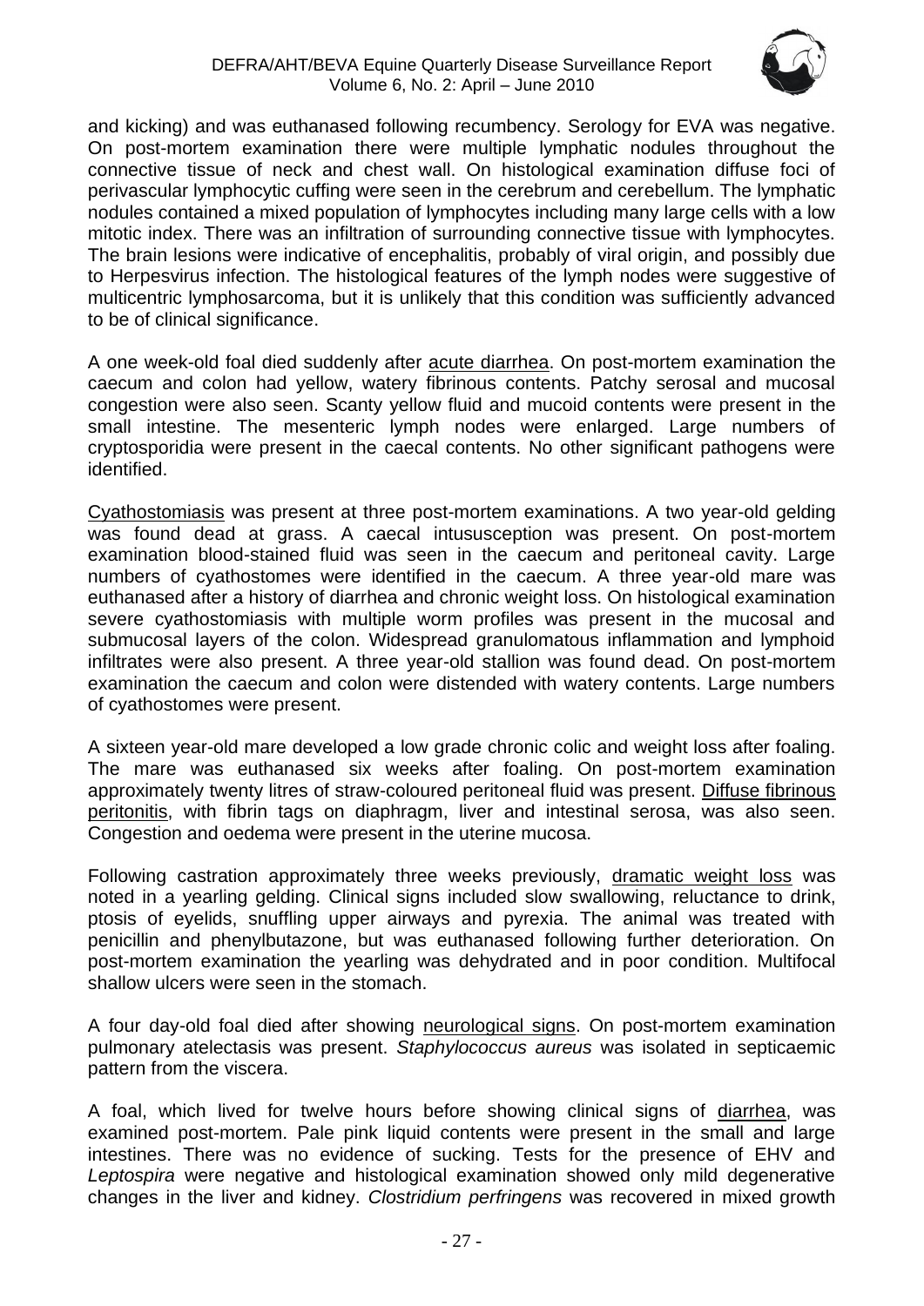and kicking) and was euthanased following recumbency. Serology for EVA was negative. On post-mortem examination there were multiple lymphatic nodules throughout the connective tissue of neck and chest wall. On histological examination diffuse foci of perivascular lymphocytic cuffing were seen in the cerebrum and cerebellum. The lymphatic nodules contained a mixed population of lymphocytes including many large cells with a low mitotic index. There was an infiltration of surrounding connective tissue with lymphocytes. The brain lesions were indicative of encephalitis, probably of viral origin, and possibly due to Herpesvirus infection. The histological features of the lymph nodes were suggestive of multicentric lymphosarcoma, but it is unlikely that this condition was sufficiently advanced to be of clinical significance.

A one week-old foal died suddenly after acute diarrhea. On post-mortem examination the caecum and colon had yellow, watery fibrinous contents. Patchy serosal and mucosal congestion were also seen. Scanty yellow fluid and mucoid contents were present in the small intestine. The mesenteric lymph nodes were enlarged. Large numbers of cryptosporidia were present in the caecal contents. No other significant pathogens were identified.

Cyathostomiasis was present at three post-mortem examinations. A two year-old gelding was found dead at grass. A caecal intussusception was present. On post-mortem examination blood-stained fluid was seen in the caecum and peritoneal cavity. Large numbers of cyathostomes were identified in the caecum. A three year-old mare was euthanased after a history of diarrhea and chronic weight loss. On histological examination severe cyathostomiasis with multiple worm profiles was present in the mucosal and submucosal layers of the colon. Widespread granulomatous inflammation and lymphoid infiltrates were also present. A three year-old stallion was found dead. On post-mortem examination the caecum and colon were distended with watery contents. Large numbers of cyathostomes were present.

A sixteen year-old mare developed a low grade chronic colic and weight loss after foaling. The mare was euthanased six weeks after foaling. On post-mortem examination approximately twenty litres of straw-coloured peritoneal fluid was present. Diffuse fibrinous peritonitis, with fibrin tags on diaphragm, liver and intestinal serosa, was also seen. Congestion and oedema were present in the uterine mucosa.

Following castration approximately three weeks previously, dramatic weight loss was noted in a yearling gelding. Clinical signs included slow swallowing, reluctance to drink, ptosis of eyelids, snuffling upper airways and pyrexia. The animal was treated with penicillin and phenylbutazone, but was euthanased following further deterioration. On post-mortem examination the yearling was dehydrated and in poor condition. Multifocal shallow ulcers were seen in the stomach.

A four day-old foal died after showing neurological signs. On post-mortem examination pulmonary atelectasis was present. *Staphylococcus aureus* was isolated in septicaemic pattern from the viscera.

A foal, which lived for twelve hours before showing clinical signs of diarrhea, was examined post-mortem. Pale pink liquid contents were present in the small and large intestines. There was no evidence of sucking. Tests for the presence of EHV and *Leptospira* were negative and histological examination showed only mild degenerative changes in the liver and kidney. *Clostridium perfringens* was recovered in mixed growth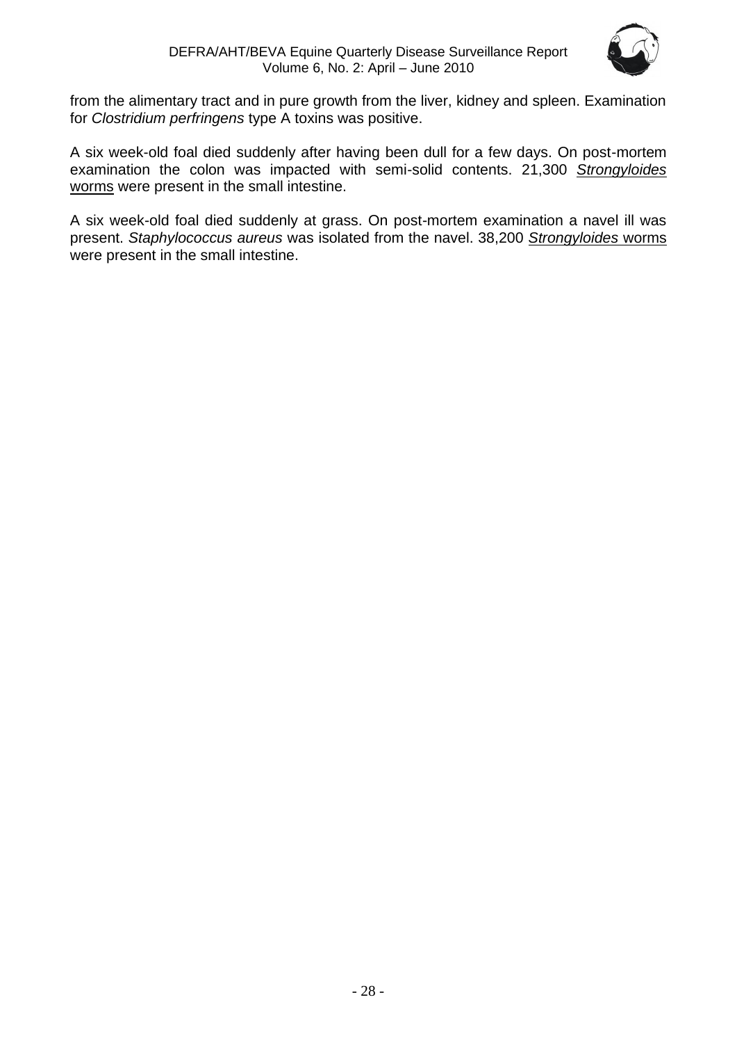from the alimentary tract and in pure growth from the liver, kidney and spleen. Examination for *Clostridium perfringens* type A toxins was positive.

A six week-old foal died suddenly after having been dull for a few days. On post-mortem examination the colon was impacted with semi-solid contents. 21,300 *Strongyloides* worms were present in the small intestine.

A six week-old foal died suddenly at grass. On post-mortem examination a navel ill was present. *Staphylococcus aureus* was isolated from the navel. 38,200 *Strongyloides* worms were present in the small intestine.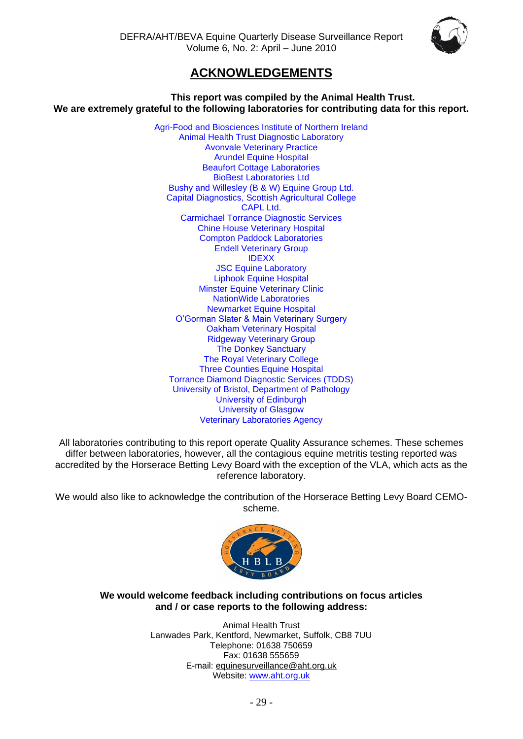# ACKNOWLEDGEMENTS

**This report was compiled by the Animal Health Trust.**
**We are extremely grateful to the following laboratories for contributing data for this report.**

Agri-Food and Biosciences Institute of Northern Ireland
Animal Health Trust Diagnostic Laboratory
Avonvale Veterinary Practice
Arundel Equine Hospital
Beaufort Cottage Laboratories
BioBest Laboratories Ltd
Bushy and Willesley (B & W) Equine Group Ltd.
Capital Diagnostics, Scottish Agricultural College
CAPL Ltd.
Carmichael Torrance Diagnostic Services
Chine House Veterinary Hospital
Compton Paddock Laboratories
Endell Veterinary Group
IDEXX
JSC Equine Laboratory
Liphook Equine Hospital
Minster Equine Veterinary Clinic
NationWide Laboratories
Newmarket Equine Hospital
O'Gorman Slater & Main Veterinary Surgery
Oakham Veterinary Hospital
Ridgeway Veterinary Group
The Donkey Sanctuary
The Royal Veterinary College
Three Counties Equine Hospital
Torrance Diamond Diagnostic Services (TDDS)
University of Bristol, Department of Pathology
University of Edinburgh
University of Glasgow
Veterinary Laboratories Agency

All laboratories contributing to this report operate Quality Assurance schemes. These schemes differ between laboratories, however, all the contagious equine metritis testing reported was accredited by the Horserace Betting Levy Board with the exception of the VLA, which acts as the reference laboratory.

We would also like to acknowledge the contribution of the Horserace Betting Levy Board CEMO-scheme.

**We would welcome feedback including contributions on focus articles and / or case reports to the following address:**

Animal Health Trust
Lanwades Park, Kentford, Newmarket, Suffolk, CB8 7UU
Telephone: 01638 750659
Fax: 01638 555659
E-mail: equinesurveillance@aht.org.uk
Website: www.aht.org.uk